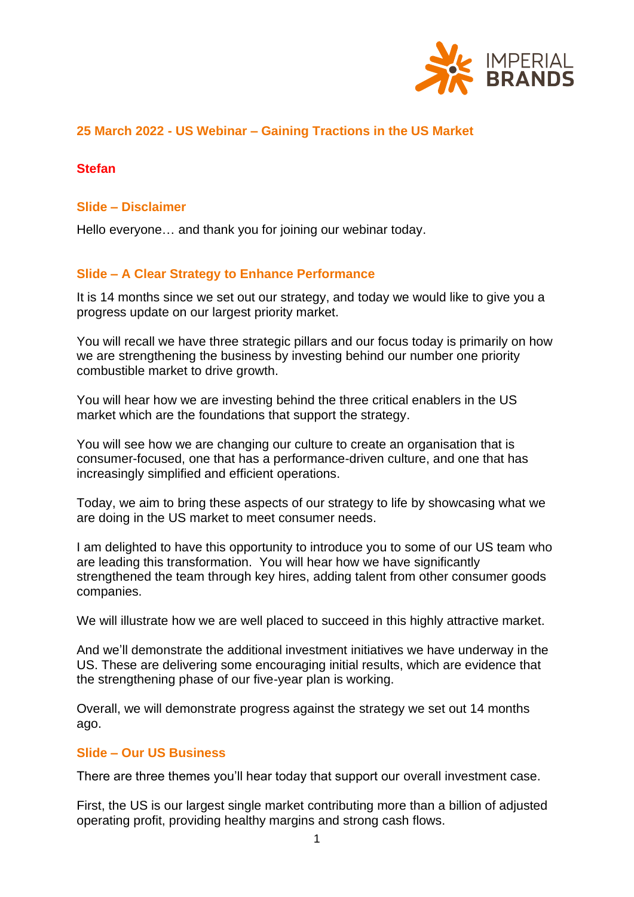## 25 March 2022 - US Webinar – Gaining Tractions in the US Market

**Stefan**

### Slide – Disclaimer

Hello everyone… and thank you for joining our webinar today.

### Slide – A Clear Strategy to Enhance Performance

It is 14 months since we set out our strategy, and today we would like to give you a progress update on our largest priority market.

You will recall we have three strategic pillars and our focus today is primarily on how we are strengthening the business by investing behind our number one priority combustible market to drive growth.

You will hear how we are investing behind the three critical enablers in the US market which are the foundations that support the strategy.

You will see how we are changing our culture to create an organisation that is consumer-focused, one that has a performance-driven culture, and one that has increasingly simplified and efficient operations.

Today, we aim to bring these aspects of our strategy to life by showcasing what we are doing in the US market to meet consumer needs.

I am delighted to have this opportunity to introduce you to some of our US team who are leading this transformation. You will hear how we have significantly strengthened the team through key hires, adding talent from other consumer goods companies.

We will illustrate how we are well placed to succeed in this highly attractive market.

And we'll demonstrate the additional investment initiatives we have underway in the US. These are delivering some encouraging initial results, which are evidence that the strengthening phase of our five-year plan is working.

Overall, we will demonstrate progress against the strategy we set out 14 months ago.

### Slide – Our US Business

There are three themes you'll hear today that support our overall investment case.

First, the US is our largest single market contributing more than a billion of adjusted operating profit, providing healthy margins and strong cash flows.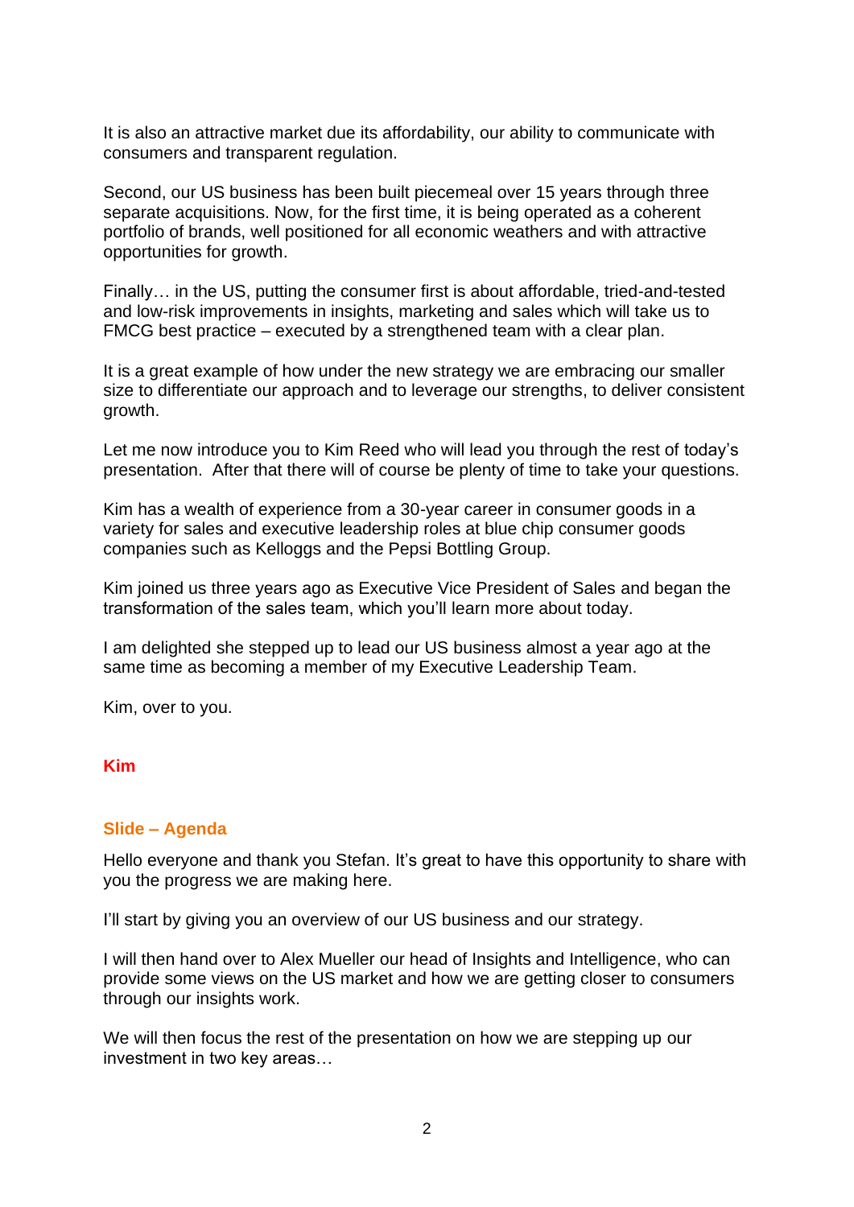It is also an attractive market due its affordability, our ability to communicate with consumers and transparent regulation.

Second, our US business has been built piecemeal over 15 years through three separate acquisitions. Now, for the first time, it is being operated as a coherent portfolio of brands, well positioned for all economic weathers and with attractive opportunities for growth.

Finally… in the US, putting the consumer first is about affordable, tried-and-tested and low-risk improvements in insights, marketing and sales which will take us to FMCG best practice – executed by a strengthened team with a clear plan.

It is a great example of how under the new strategy we are embracing our smaller size to differentiate our approach and to leverage our strengths, to deliver consistent growth.

Let me now introduce you to Kim Reed who will lead you through the rest of today's presentation. After that there will of course be plenty of time to take your questions.

Kim has a wealth of experience from a 30-year career in consumer goods in a variety for sales and executive leadership roles at blue chip consumer goods companies such as Kelloggs and the Pepsi Bottling Group.

Kim joined us three years ago as Executive Vice President of Sales and began the transformation of the sales team, which you'll learn more about today.

I am delighted she stepped up to lead our US business almost a year ago at the same time as becoming a member of my Executive Leadership Team.

Kim, over to you.

**Kim**

**Slide – Agenda**

Hello everyone and thank you Stefan. It's great to have this opportunity to share with you the progress we are making here.

I'll start by giving you an overview of our US business and our strategy.

I will then hand over to Alex Mueller our head of Insights and Intelligence, who can provide some views on the US market and how we are getting closer to consumers through our insights work.

We will then focus the rest of the presentation on how we are stepping up our investment in two key areas…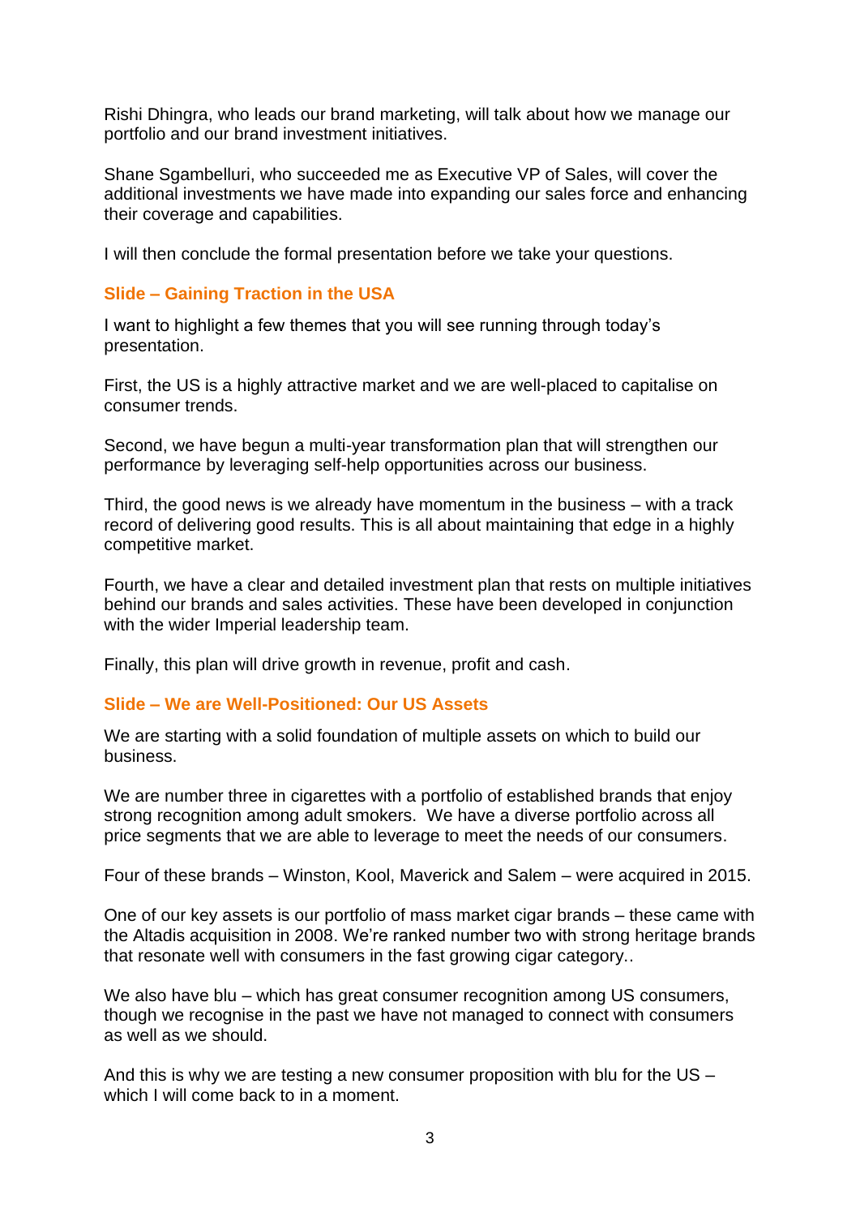Rishi Dhingra, who leads our brand marketing, will talk about how we manage our portfolio and our brand investment initiatives.

Shane Sgambelluri, who succeeded me as Executive VP of Sales, will cover the additional investments we have made into expanding our sales force and enhancing their coverage and capabilities.

I will then conclude the formal presentation before we take your questions.

## Slide – Gaining Traction in the USA

I want to highlight a few themes that you will see running through today's presentation.

First, the US is a highly attractive market and we are well-placed to capitalise on consumer trends.

Second, we have begun a multi-year transformation plan that will strengthen our performance by leveraging self-help opportunities across our business.

Third, the good news is we already have momentum in the business – with a track record of delivering good results. This is all about maintaining that edge in a highly competitive market.

Fourth, we have a clear and detailed investment plan that rests on multiple initiatives behind our brands and sales activities. These have been developed in conjunction with the wider Imperial leadership team.

Finally, this plan will drive growth in revenue, profit and cash.

## Slide – We are Well-Positioned: Our US Assets

We are starting with a solid foundation of multiple assets on which to build our business.

We are number three in cigarettes with a portfolio of established brands that enjoy strong recognition among adult smokers. We have a diverse portfolio across all price segments that we are able to leverage to meet the needs of our consumers.

Four of these brands – Winston, Kool, Maverick and Salem – were acquired in 2015.

One of our key assets is our portfolio of mass market cigar brands – these came with the Altadis acquisition in 2008. We're ranked number two with strong heritage brands that resonate well with consumers in the fast growing cigar category..

We also have blu – which has great consumer recognition among US consumers, though we recognise in the past we have not managed to connect with consumers as well as we should.

And this is why we are testing a new consumer proposition with blu for the US – which I will come back to in a moment.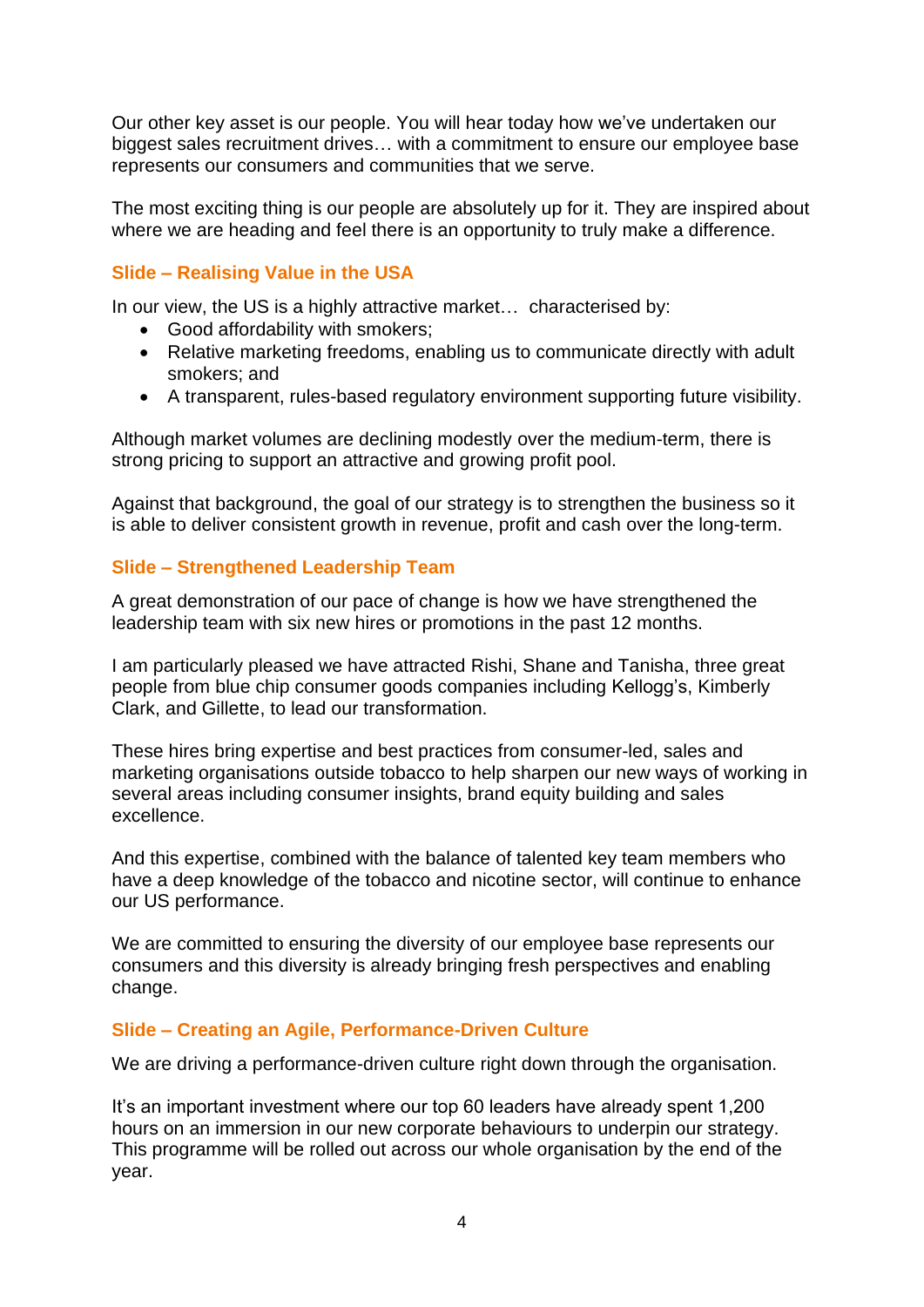Our other key asset is our people. You will hear today how we've undertaken our biggest sales recruitment drives… with a commitment to ensure our employee base represents our consumers and communities that we serve.

The most exciting thing is our people are absolutely up for it. They are inspired about where we are heading and feel there is an opportunity to truly make a difference.

### Slide – Realising Value in the USA

In our view, the US is a highly attractive market… characterised by:

- Good affordability with smokers;
- Relative marketing freedoms, enabling us to communicate directly with adult smokers; and
- A transparent, rules-based regulatory environment supporting future visibility.

Although market volumes are declining modestly over the medium-term, there is strong pricing to support an attractive and growing profit pool.

Against that background, the goal of our strategy is to strengthen the business so it is able to deliver consistent growth in revenue, profit and cash over the long-term.

### Slide – Strengthened Leadership Team

A great demonstration of our pace of change is how we have strengthened the leadership team with six new hires or promotions in the past 12 months.

I am particularly pleased we have attracted Rishi, Shane and Tanisha, three great people from blue chip consumer goods companies including Kellogg's, Kimberly Clark, and Gillette, to lead our transformation.

These hires bring expertise and best practices from consumer-led, sales and marketing organisations outside tobacco to help sharpen our new ways of working in several areas including consumer insights, brand equity building and sales excellence.

And this expertise, combined with the balance of talented key team members who have a deep knowledge of the tobacco and nicotine sector, will continue to enhance our US performance.

We are committed to ensuring the diversity of our employee base represents our consumers and this diversity is already bringing fresh perspectives and enabling change.

### Slide – Creating an Agile, Performance-Driven Culture

We are driving a performance-driven culture right down through the organisation.

It's an important investment where our top 60 leaders have already spent 1,200 hours on an immersion in our new corporate behaviours to underpin our strategy. This programme will be rolled out across our whole organisation by the end of the year.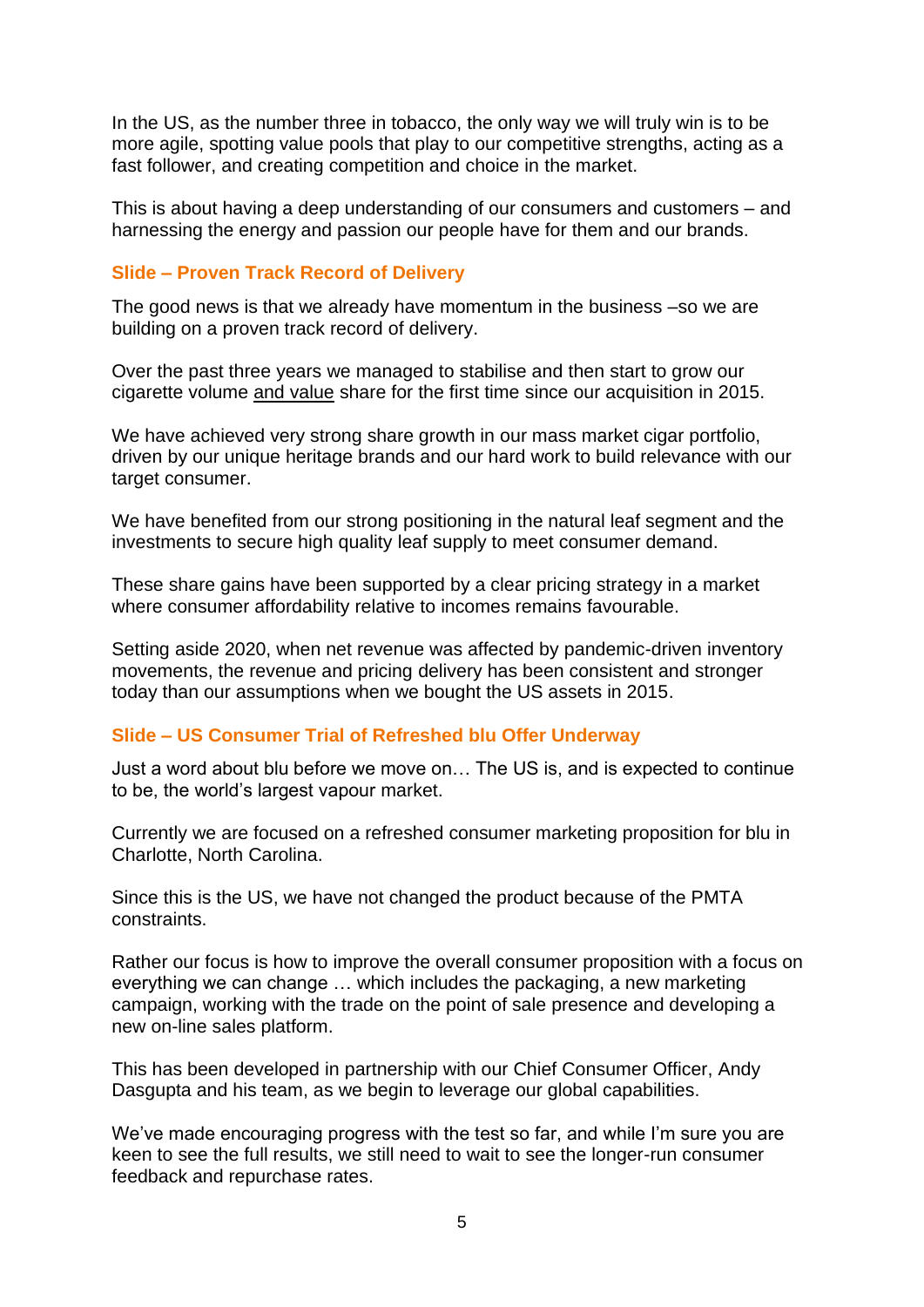In the US, as the number three in tobacco, the only way we will truly win is to be more agile, spotting value pools that play to our competitive strengths, acting as a fast follower, and creating competition and choice in the market.

This is about having a deep understanding of our consumers and customers – and harnessing the energy and passion our people have for them and our brands.

### Slide – Proven Track Record of Delivery

The good news is that we already have momentum in the business –so we are building on a proven track record of delivery.

Over the past three years we managed to stabilise and then start to grow our cigarette volume <u>and value</u> share for the first time since our acquisition in 2015.

We have achieved very strong share growth in our mass market cigar portfolio, driven by our unique heritage brands and our hard work to build relevance with our target consumer.

We have benefited from our strong positioning in the natural leaf segment and the investments to secure high quality leaf supply to meet consumer demand.

These share gains have been supported by a clear pricing strategy in a market where consumer affordability relative to incomes remains favourable.

Setting aside 2020, when net revenue was affected by pandemic-driven inventory movements, the revenue and pricing delivery has been consistent and stronger today than our assumptions when we bought the US assets in 2015.

### Slide – US Consumer Trial of Refreshed blu Offer Underway

Just a word about blu before we move on… The US is, and is expected to continue to be, the world's largest vapour market.

Currently we are focused on a refreshed consumer marketing proposition for blu in Charlotte, North Carolina.

Since this is the US, we have not changed the product because of the PMTA constraints.

Rather our focus is how to improve the overall consumer proposition with a focus on everything we can change … which includes the packaging, a new marketing campaign, working with the trade on the point of sale presence and developing a new on-line sales platform.

This has been developed in partnership with our Chief Consumer Officer, Andy Dasgupta and his team, as we begin to leverage our global capabilities.

We've made encouraging progress with the test so far, and while I'm sure you are keen to see the full results, we still need to wait to see the longer-run consumer feedback and repurchase rates.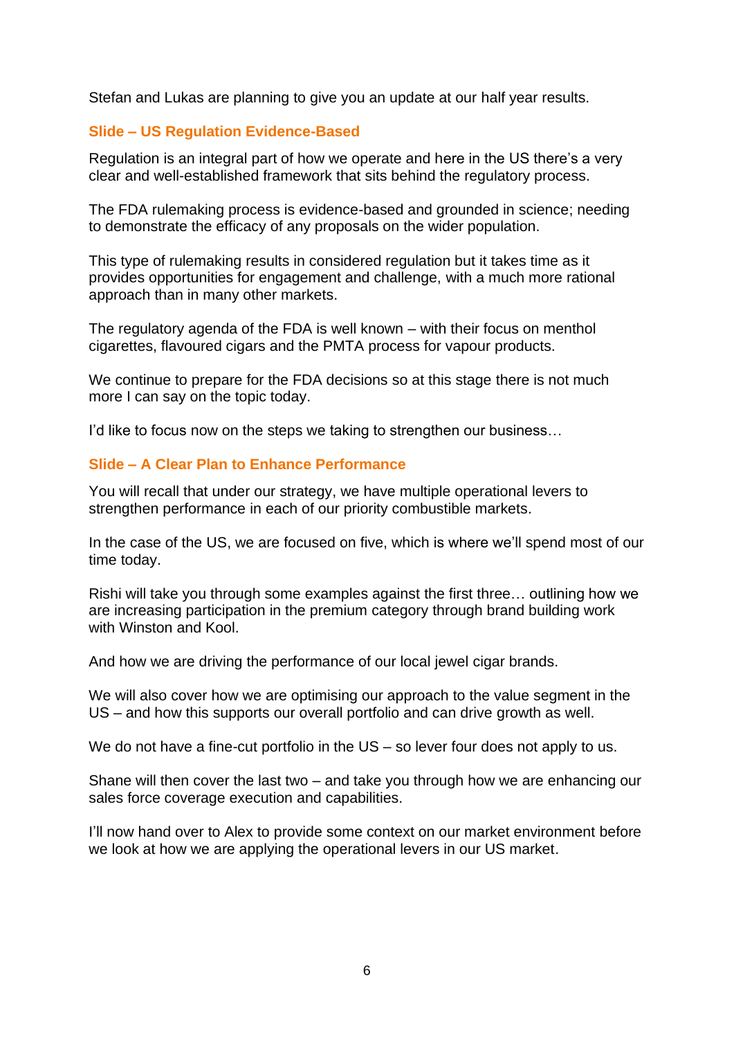Stefan and Lukas are planning to give you an update at our half year results.

### Slide – US Regulation Evidence-Based

Regulation is an integral part of how we operate and here in the US there's a very clear and well-established framework that sits behind the regulatory process.

The FDA rulemaking process is evidence-based and grounded in science; needing to demonstrate the efficacy of any proposals on the wider population.

This type of rulemaking results in considered regulation but it takes time as it provides opportunities for engagement and challenge, with a much more rational approach than in many other markets.

The regulatory agenda of the FDA is well known – with their focus on menthol cigarettes, flavoured cigars and the PMTA process for vapour products.

We continue to prepare for the FDA decisions so at this stage there is not much more I can say on the topic today.

I'd like to focus now on the steps we taking to strengthen our business…

### Slide – A Clear Plan to Enhance Performance

You will recall that under our strategy, we have multiple operational levers to strengthen performance in each of our priority combustible markets.

In the case of the US, we are focused on five, which is where we'll spend most of our time today.

Rishi will take you through some examples against the first three… outlining how we are increasing participation in the premium category through brand building work with Winston and Kool.

And how we are driving the performance of our local jewel cigar brands.

We will also cover how we are optimising our approach to the value segment in the US – and how this supports our overall portfolio and can drive growth as well.

We do not have a fine-cut portfolio in the US – so lever four does not apply to us.

Shane will then cover the last two – and take you through how we are enhancing our sales force coverage execution and capabilities.

I'll now hand over to Alex to provide some context on our market environment before we look at how we are applying the operational levers in our US market.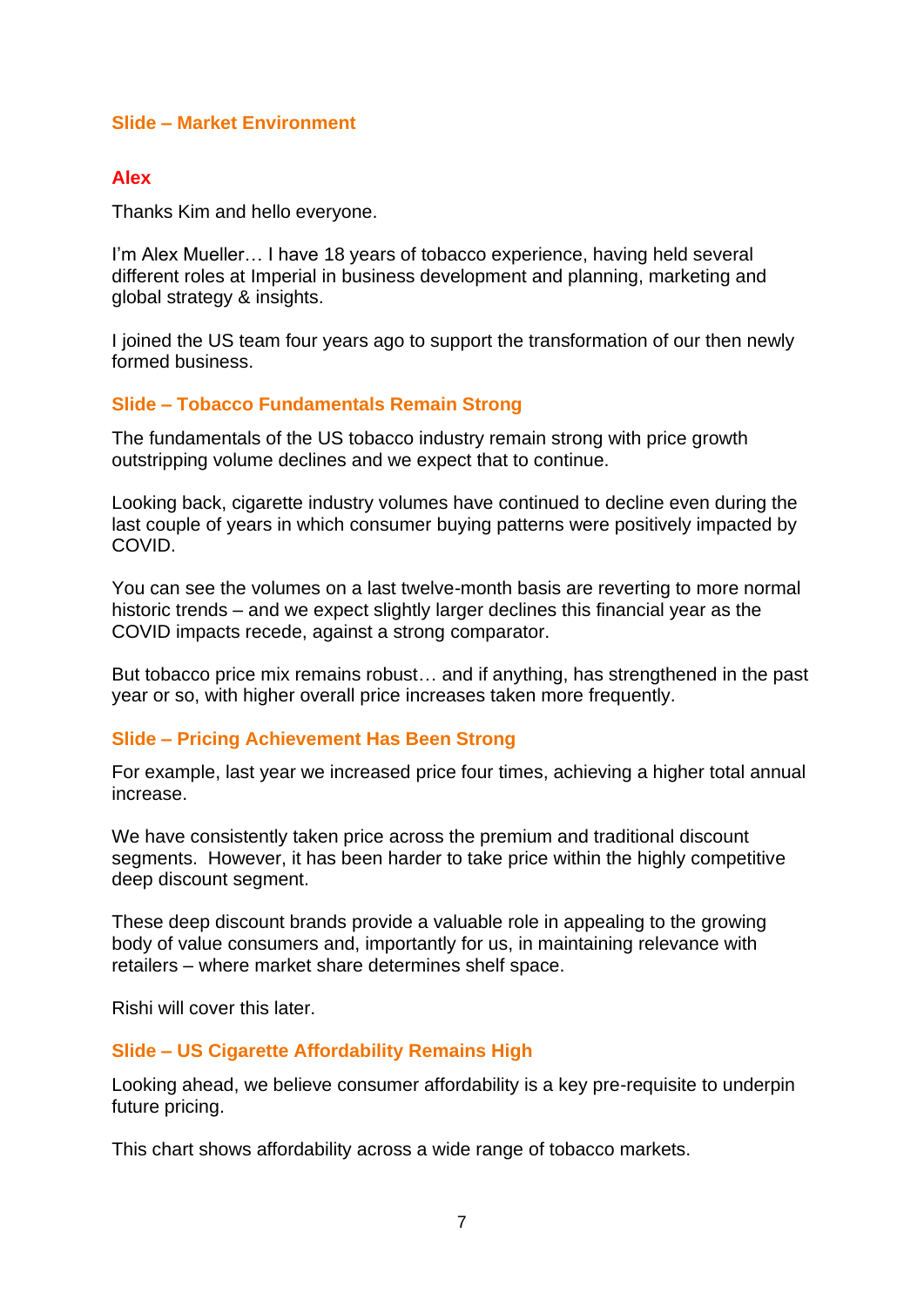**Slide – Market Environment**

**Alex**

Thanks Kim and hello everyone.

I'm Alex Mueller… I have 18 years of tobacco experience, having held several different roles at Imperial in business development and planning, marketing and global strategy & insights.

I joined the US team four years ago to support the transformation of our then newly formed business.

**Slide – Tobacco Fundamentals Remain Strong**

The fundamentals of the US tobacco industry remain strong with price growth outstripping volume declines and we expect that to continue.

Looking back, cigarette industry volumes have continued to decline even during the last couple of years in which consumer buying patterns were positively impacted by COVID.

You can see the volumes on a last twelve-month basis are reverting to more normal historic trends – and we expect slightly larger declines this financial year as the COVID impacts recede, against a strong comparator.

But tobacco price mix remains robust… and if anything, has strengthened in the past year or so, with higher overall price increases taken more frequently.

**Slide – Pricing Achievement Has Been Strong**

For example, last year we increased price four times, achieving a higher total annual increase.

We have consistently taken price across the premium and traditional discount segments. However, it has been harder to take price within the highly competitive deep discount segment.

These deep discount brands provide a valuable role in appealing to the growing body of value consumers and, importantly for us, in maintaining relevance with retailers – where market share determines shelf space.

Rishi will cover this later.

**Slide – US Cigarette Affordability Remains High**

Looking ahead, we believe consumer affordability is a key pre-requisite to underpin future pricing.

This chart shows affordability across a wide range of tobacco markets.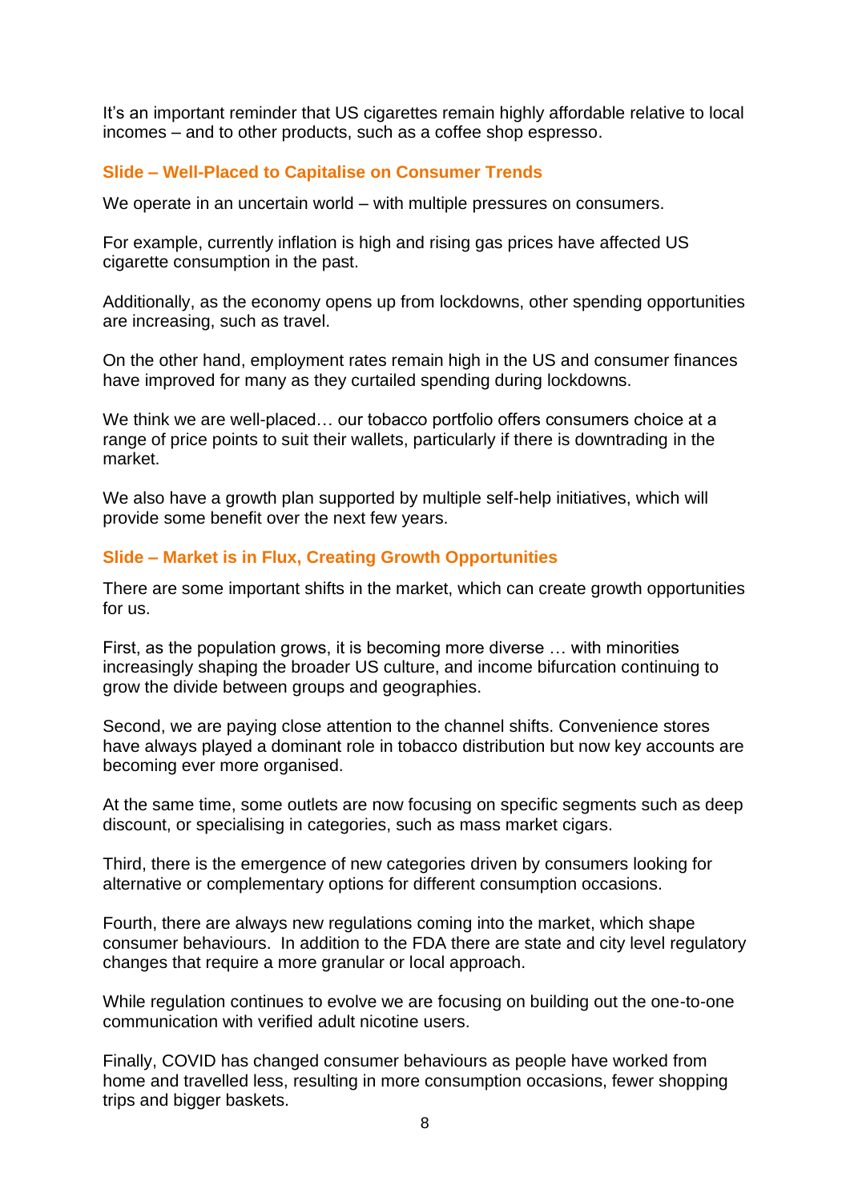It's an important reminder that US cigarettes remain highly affordable relative to local incomes – and to other products, such as a coffee shop espresso.

### Slide – Well-Placed to Capitalise on Consumer Trends

We operate in an uncertain world – with multiple pressures on consumers.

For example, currently inflation is high and rising gas prices have affected US cigarette consumption in the past.

Additionally, as the economy opens up from lockdowns, other spending opportunities are increasing, such as travel.

On the other hand, employment rates remain high in the US and consumer finances have improved for many as they curtailed spending during lockdowns.

We think we are well-placed… our tobacco portfolio offers consumers choice at a range of price points to suit their wallets, particularly if there is downtrading in the market.

We also have a growth plan supported by multiple self-help initiatives, which will provide some benefit over the next few years.

### Slide – Market is in Flux, Creating Growth Opportunities

There are some important shifts in the market, which can create growth opportunities for us.

First, as the population grows, it is becoming more diverse … with minorities increasingly shaping the broader US culture, and income bifurcation continuing to grow the divide between groups and geographies.

Second, we are paying close attention to the channel shifts. Convenience stores have always played a dominant role in tobacco distribution but now key accounts are becoming ever more organised.

At the same time, some outlets are now focusing on specific segments such as deep discount, or specialising in categories, such as mass market cigars.

Third, there is the emergence of new categories driven by consumers looking for alternative or complementary options for different consumption occasions.

Fourth, there are always new regulations coming into the market, which shape consumer behaviours. In addition to the FDA there are state and city level regulatory changes that require a more granular or local approach.

While regulation continues to evolve we are focusing on building out the one-to-one communication with verified adult nicotine users.

Finally, COVID has changed consumer behaviours as people have worked from home and travelled less, resulting in more consumption occasions, fewer shopping trips and bigger baskets.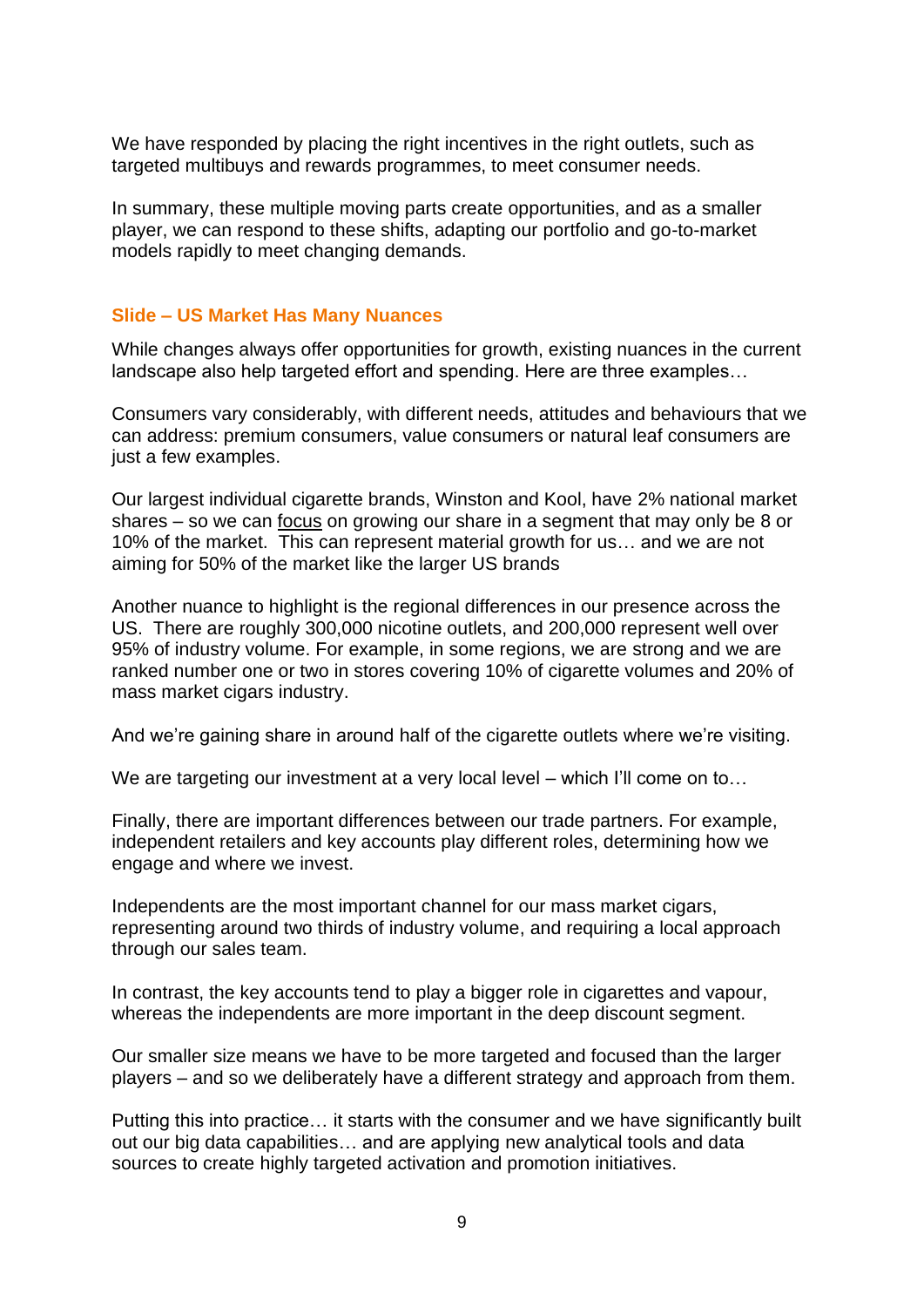We have responded by placing the right incentives in the right outlets, such as targeted multibuys and rewards programmes, to meet consumer needs.

In summary, these multiple moving parts create opportunities, and as a smaller player, we can respond to these shifts, adapting our portfolio and go-to-market models rapidly to meet changing demands.

### Slide – US Market Has Many Nuances

While changes always offer opportunities for growth, existing nuances in the current landscape also help targeted effort and spending. Here are three examples…

Consumers vary considerably, with different needs, attitudes and behaviours that we can address: premium consumers, value consumers or natural leaf consumers are just a few examples.

Our largest individual cigarette brands, Winston and Kool, have 2% national market shares – so we can <u>focus</u> on growing our share in a segment that may only be 8 or 10% of the market. This can represent material growth for us… and we are not aiming for 50% of the market like the larger US brands

Another nuance to highlight is the regional differences in our presence across the US. There are roughly 300,000 nicotine outlets, and 200,000 represent well over 95% of industry volume. For example, in some regions, we are strong and we are ranked number one or two in stores covering 10% of cigarette volumes and 20% of mass market cigars industry.

And we're gaining share in around half of the cigarette outlets where we're visiting.

We are targeting our investment at a very local level – which I'll come on to…

Finally, there are important differences between our trade partners. For example, independent retailers and key accounts play different roles, determining how we engage and where we invest.

Independents are the most important channel for our mass market cigars, representing around two thirds of industry volume, and requiring a local approach through our sales team.

In contrast, the key accounts tend to play a bigger role in cigarettes and vapour, whereas the independents are more important in the deep discount segment.

Our smaller size means we have to be more targeted and focused than the larger players – and so we deliberately have a different strategy and approach from them.

Putting this into practice… it starts with the consumer and we have significantly built out our big data capabilities… and are applying new analytical tools and data sources to create highly targeted activation and promotion initiatives.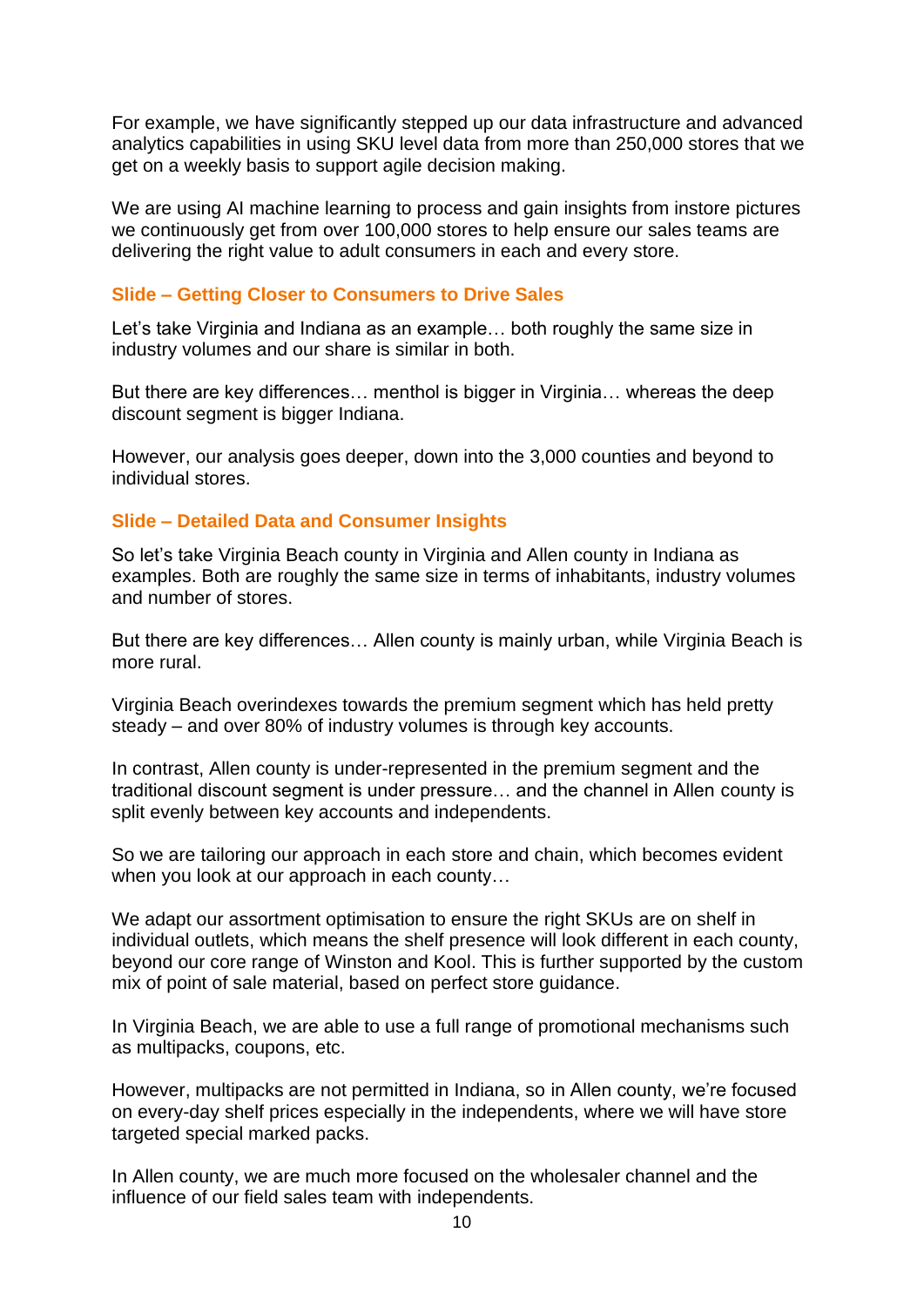For example, we have significantly stepped up our data infrastructure and advanced analytics capabilities in using SKU level data from more than 250,000 stores that we get on a weekly basis to support agile decision making.

We are using AI machine learning to process and gain insights from instore pictures we continuously get from over 100,000 stores to help ensure our sales teams are delivering the right value to adult consumers in each and every store.

### Slide – Getting Closer to Consumers to Drive Sales

Let's take Virginia and Indiana as an example… both roughly the same size in industry volumes and our share is similar in both.

But there are key differences… menthol is bigger in Virginia… whereas the deep discount segment is bigger Indiana.

However, our analysis goes deeper, down into the 3,000 counties and beyond to individual stores.

### Slide – Detailed Data and Consumer Insights

So let's take Virginia Beach county in Virginia and Allen county in Indiana as examples. Both are roughly the same size in terms of inhabitants, industry volumes and number of stores.

But there are key differences… Allen county is mainly urban, while Virginia Beach is more rural.

Virginia Beach overindexes towards the premium segment which has held pretty steady – and over 80% of industry volumes is through key accounts.

In contrast, Allen county is under-represented in the premium segment and the traditional discount segment is under pressure… and the channel in Allen county is split evenly between key accounts and independents.

So we are tailoring our approach in each store and chain, which becomes evident when you look at our approach in each county…

We adapt our assortment optimisation to ensure the right SKUs are on shelf in individual outlets, which means the shelf presence will look different in each county, beyond our core range of Winston and Kool. This is further supported by the custom mix of point of sale material, based on perfect store guidance.

In Virginia Beach, we are able to use a full range of promotional mechanisms such as multipacks, coupons, etc.

However, multipacks are not permitted in Indiana, so in Allen county, we're focused on every-day shelf prices especially in the independents, where we will have store targeted special marked packs.

In Allen county, we are much more focused on the wholesaler channel and the influence of our field sales team with independents.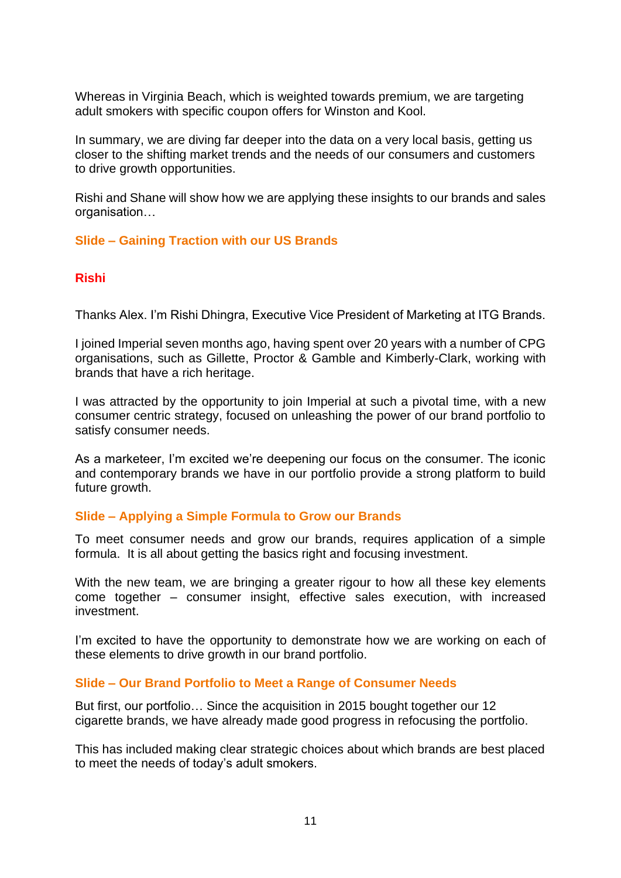Whereas in Virginia Beach, which is weighted towards premium, we are targeting adult smokers with specific coupon offers for Winston and Kool.

In summary, we are diving far deeper into the data on a very local basis, getting us closer to the shifting market trends and the needs of our consumers and customers to drive growth opportunities.

Rishi and Shane will show how we are applying these insights to our brands and sales organisation…

### Slide – Gaining Traction with our US Brands

**Rishi**

Thanks Alex. I'm Rishi Dhingra, Executive Vice President of Marketing at ITG Brands.

I joined Imperial seven months ago, having spent over 20 years with a number of CPG organisations, such as Gillette, Proctor & Gamble and Kimberly-Clark, working with brands that have a rich heritage.

I was attracted by the opportunity to join Imperial at such a pivotal time, with a new consumer centric strategy, focused on unleashing the power of our brand portfolio to satisfy consumer needs.

As a marketeer, I'm excited we're deepening our focus on the consumer. The iconic and contemporary brands we have in our portfolio provide a strong platform to build future growth.

### Slide – Applying a Simple Formula to Grow our Brands

To meet consumer needs and grow our brands, requires application of a simple formula. It is all about getting the basics right and focusing investment.

With the new team, we are bringing a greater rigour to how all these key elements come together – consumer insight, effective sales execution, with increased investment.

I'm excited to have the opportunity to demonstrate how we are working on each of these elements to drive growth in our brand portfolio.

### Slide – Our Brand Portfolio to Meet a Range of Consumer Needs

But first, our portfolio… Since the acquisition in 2015 bought together our 12 cigarette brands, we have already made good progress in refocusing the portfolio.

This has included making clear strategic choices about which brands are best placed to meet the needs of today's adult smokers.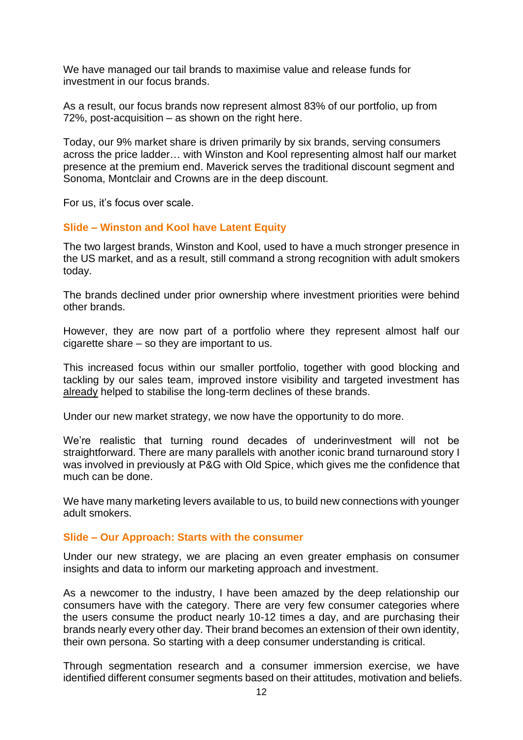We have managed our tail brands to maximise value and release funds for investment in our focus brands.

As a result, our focus brands now represent almost 83% of our portfolio, up from 72%, post-acquisition – as shown on the right here.

Today, our 9% market share is driven primarily by six brands, serving consumers across the price ladder… with Winston and Kool representing almost half our market presence at the premium end. Maverick serves the traditional discount segment and Sonoma, Montclair and Crowns are in the deep discount.

For us, it's focus over scale.

### Slide – Winston and Kool have Latent Equity

The two largest brands, Winston and Kool, used to have a much stronger presence in the US market, and as a result, still command a strong recognition with adult smokers today.

The brands declined under prior ownership where investment priorities were behind other brands.

However, they are now part of a portfolio where they represent almost half our cigarette share – so they are important to us.

This increased focus within our smaller portfolio, together with good blocking and tackling by our sales team, improved instore visibility and targeted investment has already helped to stabilise the long-term declines of these brands.

Under our new market strategy, we now have the opportunity to do more.

We're realistic that turning round decades of underinvestment will not be straightforward. There are many parallels with another iconic brand turnaround story I was involved in previously at P&G with Old Spice, which gives me the confidence that much can be done.

We have many marketing levers available to us, to build new connections with younger adult smokers.

### Slide – Our Approach: Starts with the consumer

Under our new strategy, we are placing an even greater emphasis on consumer insights and data to inform our marketing approach and investment.

As a newcomer to the industry, I have been amazed by the deep relationship our consumers have with the category. There are very few consumer categories where the users consume the product nearly 10-12 times a day, and are purchasing their brands nearly every other day. Their brand becomes an extension of their own identity, their own persona. So starting with a deep consumer understanding is critical.

Through segmentation research and a consumer immersion exercise, we have identified different consumer segments based on their attitudes, motivation and beliefs.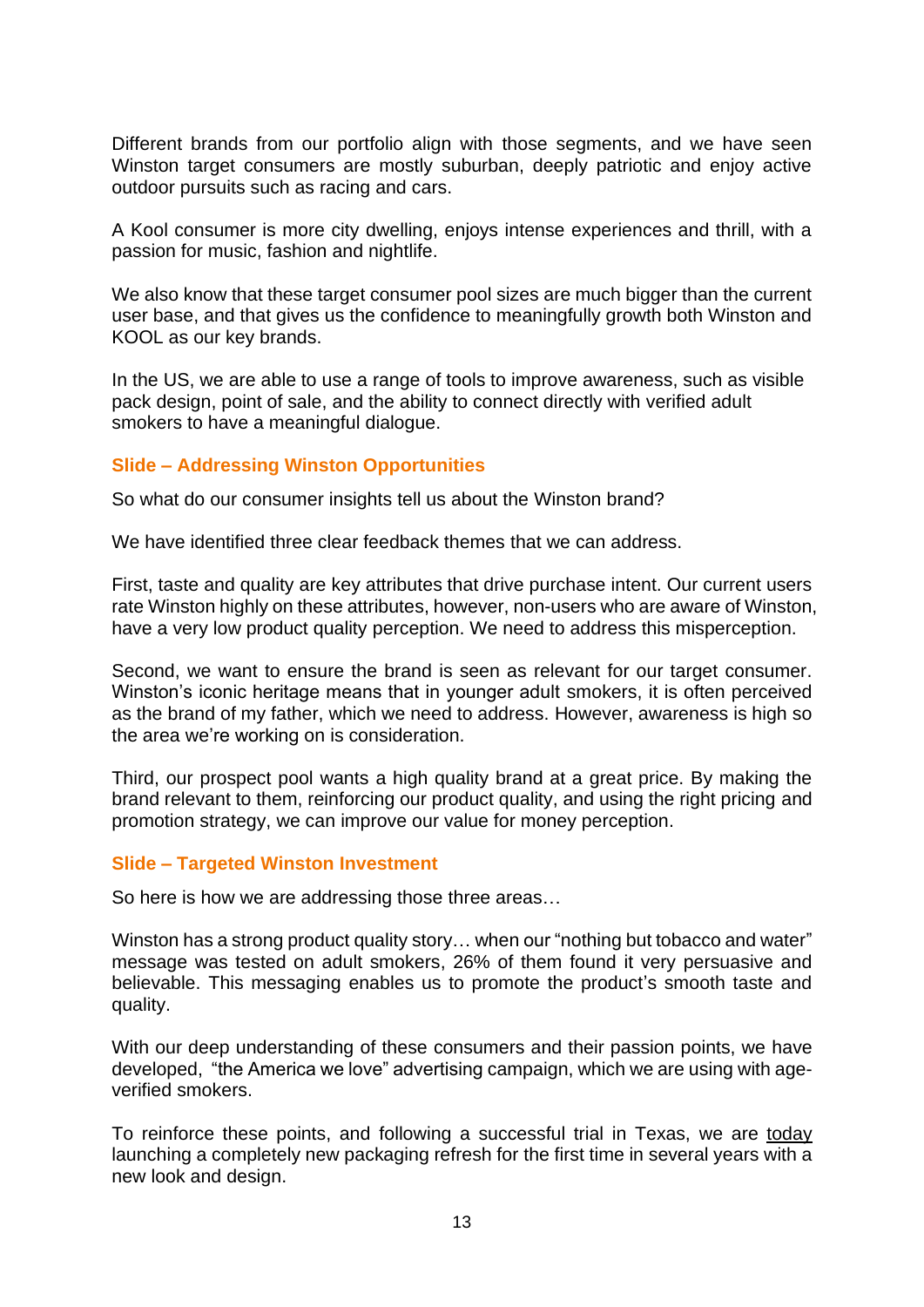Different brands from our portfolio align with those segments, and we have seen Winston target consumers are mostly suburban, deeply patriotic and enjoy active outdoor pursuits such as racing and cars.

A Kool consumer is more city dwelling, enjoys intense experiences and thrill, with a passion for music, fashion and nightlife.

We also know that these target consumer pool sizes are much bigger than the current user base, and that gives us the confidence to meaningfully growth both Winston and KOOL as our key brands.

In the US, we are able to use a range of tools to improve awareness, such as visible pack design, point of sale, and the ability to connect directly with verified adult smokers to have a meaningful dialogue.

### Slide – Addressing Winston Opportunities

So what do our consumer insights tell us about the Winston brand?

We have identified three clear feedback themes that we can address.

First, taste and quality are key attributes that drive purchase intent. Our current users rate Winston highly on these attributes, however, non-users who are aware of Winston, have a very low product quality perception. We need to address this misperception.

Second, we want to ensure the brand is seen as relevant for our target consumer. Winston's iconic heritage means that in younger adult smokers, it is often perceived as the brand of my father, which we need to address. However, awareness is high so the area we're working on is consideration.

Third, our prospect pool wants a high quality brand at a great price. By making the brand relevant to them, reinforcing our product quality, and using the right pricing and promotion strategy, we can improve our value for money perception.

### Slide – Targeted Winston Investment

So here is how we are addressing those three areas…

Winston has a strong product quality story… when our "nothing but tobacco and water" message was tested on adult smokers, 26% of them found it very persuasive and believable. This messaging enables us to promote the product's smooth taste and quality.

With our deep understanding of these consumers and their passion points, we have developed, "the America we love" advertising campaign, which we are using with age-verified smokers.

To reinforce these points, and following a successful trial in Texas, we are <u>today</u> launching a completely new packaging refresh for the first time in several years with a new look and design.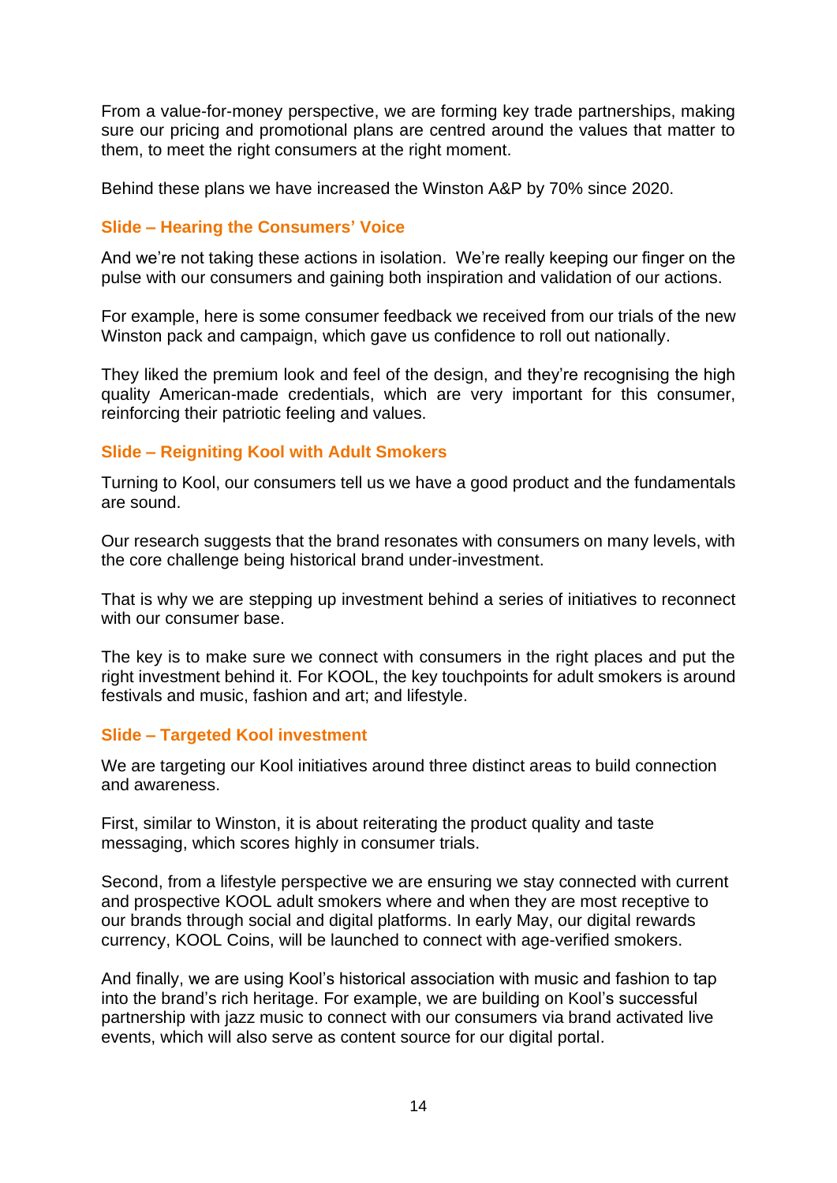From a value-for-money perspective, we are forming key trade partnerships, making sure our pricing and promotional plans are centred around the values that matter to them, to meet the right consumers at the right moment.

Behind these plans we have increased the Winston A&P by 70% since 2020.

### Slide – Hearing the Consumers' Voice

And we're not taking these actions in isolation. We're really keeping our finger on the pulse with our consumers and gaining both inspiration and validation of our actions.

For example, here is some consumer feedback we received from our trials of the new Winston pack and campaign, which gave us confidence to roll out nationally.

They liked the premium look and feel of the design, and they're recognising the high quality American-made credentials, which are very important for this consumer, reinforcing their patriotic feeling and values.

### Slide – Reigniting Kool with Adult Smokers

Turning to Kool, our consumers tell us we have a good product and the fundamentals are sound.

Our research suggests that the brand resonates with consumers on many levels, with the core challenge being historical brand under-investment.

That is why we are stepping up investment behind a series of initiatives to reconnect with our consumer base.

The key is to make sure we connect with consumers in the right places and put the right investment behind it. For KOOL, the key touchpoints for adult smokers is around festivals and music, fashion and art; and lifestyle.

### Slide – Targeted Kool investment

We are targeting our Kool initiatives around three distinct areas to build connection and awareness.

First, similar to Winston, it is about reiterating the product quality and taste messaging, which scores highly in consumer trials.

Second, from a lifestyle perspective we are ensuring we stay connected with current and prospective KOOL adult smokers where and when they are most receptive to our brands through social and digital platforms. In early May, our digital rewards currency, KOOL Coins, will be launched to connect with age-verified smokers.

And finally, we are using Kool's historical association with music and fashion to tap into the brand's rich heritage. For example, we are building on Kool's successful partnership with jazz music to connect with our consumers via brand activated live events, which will also serve as content source for our digital portal.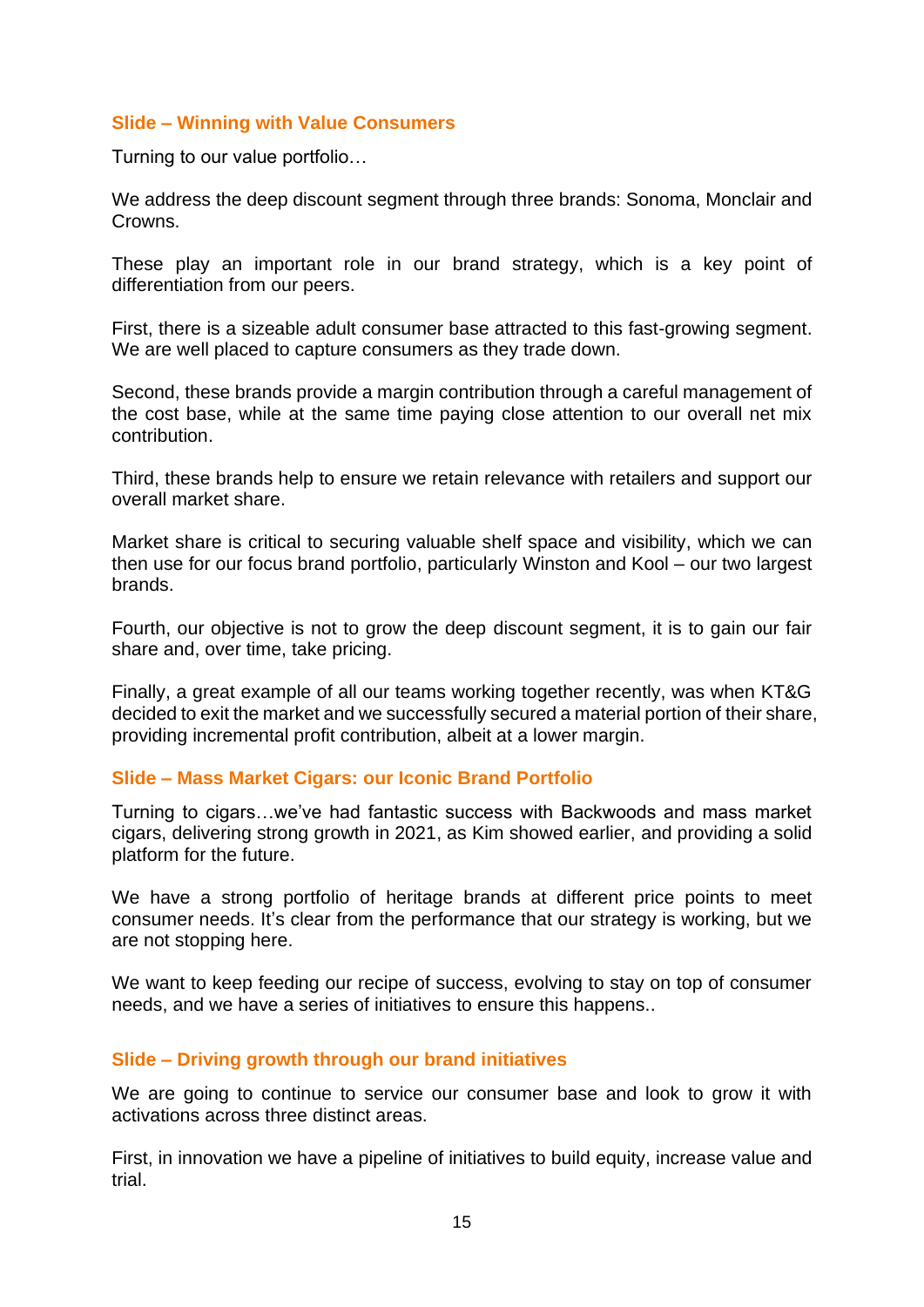### Slide – Winning with Value Consumers

Turning to our value portfolio…

We address the deep discount segment through three brands: Sonoma, Monclair and Crowns.

These play an important role in our brand strategy, which is a key point of differentiation from our peers.

First, there is a sizeable adult consumer base attracted to this fast-growing segment. We are well placed to capture consumers as they trade down.

Second, these brands provide a margin contribution through a careful management of the cost base, while at the same time paying close attention to our overall net mix contribution.

Third, these brands help to ensure we retain relevance with retailers and support our overall market share.

Market share is critical to securing valuable shelf space and visibility, which we can then use for our focus brand portfolio, particularly Winston and Kool – our two largest brands.

Fourth, our objective is not to grow the deep discount segment, it is to gain our fair share and, over time, take pricing.

Finally, a great example of all our teams working together recently, was when KT&G decided to exit the market and we successfully secured a material portion of their share, providing incremental profit contribution, albeit at a lower margin.

### Slide – Mass Market Cigars: our Iconic Brand Portfolio

Turning to cigars…we've had fantastic success with Backwoods and mass market cigars, delivering strong growth in 2021, as Kim showed earlier, and providing a solid platform for the future.

We have a strong portfolio of heritage brands at different price points to meet consumer needs. It's clear from the performance that our strategy is working, but we are not stopping here.

We want to keep feeding our recipe of success, evolving to stay on top of consumer needs, and we have a series of initiatives to ensure this happens..

### Slide – Driving growth through our brand initiatives

We are going to continue to service our consumer base and look to grow it with activations across three distinct areas.

First, in innovation we have a pipeline of initiatives to build equity, increase value and trial.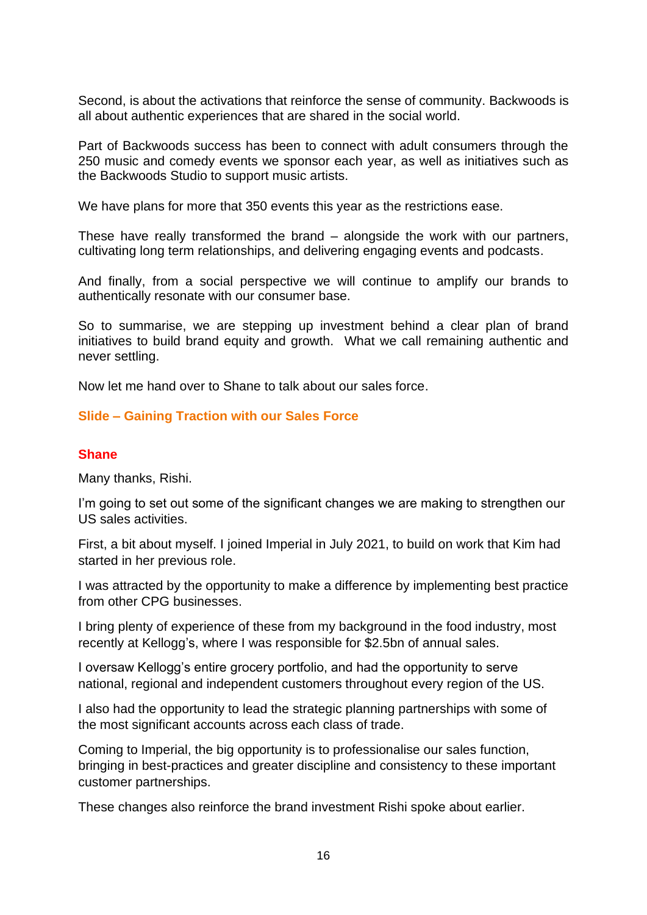Second, is about the activations that reinforce the sense of community. Backwoods is all about authentic experiences that are shared in the social world.

Part of Backwoods success has been to connect with adult consumers through the 250 music and comedy events we sponsor each year, as well as initiatives such as the Backwoods Studio to support music artists.

We have plans for more that 350 events this year as the restrictions ease.

These have really transformed the brand – alongside the work with our partners, cultivating long term relationships, and delivering engaging events and podcasts.

And finally, from a social perspective we will continue to amplify our brands to authentically resonate with our consumer base.

So to summarise, we are stepping up investment behind a clear plan of brand initiatives to build brand equity and growth. What we call remaining authentic and never settling.

Now let me hand over to Shane to talk about our sales force.

**Slide – Gaining Traction with our Sales Force**

**Shane**

Many thanks, Rishi.

I'm going to set out some of the significant changes we are making to strengthen our US sales activities.

First, a bit about myself. I joined Imperial in July 2021, to build on work that Kim had started in her previous role.

I was attracted by the opportunity to make a difference by implementing best practice from other CPG businesses.

I bring plenty of experience of these from my background in the food industry, most recently at Kellogg's, where I was responsible for $2.5bn of annual sales.

I oversaw Kellogg's entire grocery portfolio, and had the opportunity to serve national, regional and independent customers throughout every region of the US.

I also had the opportunity to lead the strategic planning partnerships with some of the most significant accounts across each class of trade.

Coming to Imperial, the big opportunity is to professionalise our sales function, bringing in best-practices and greater discipline and consistency to these important customer partnerships.

These changes also reinforce the brand investment Rishi spoke about earlier.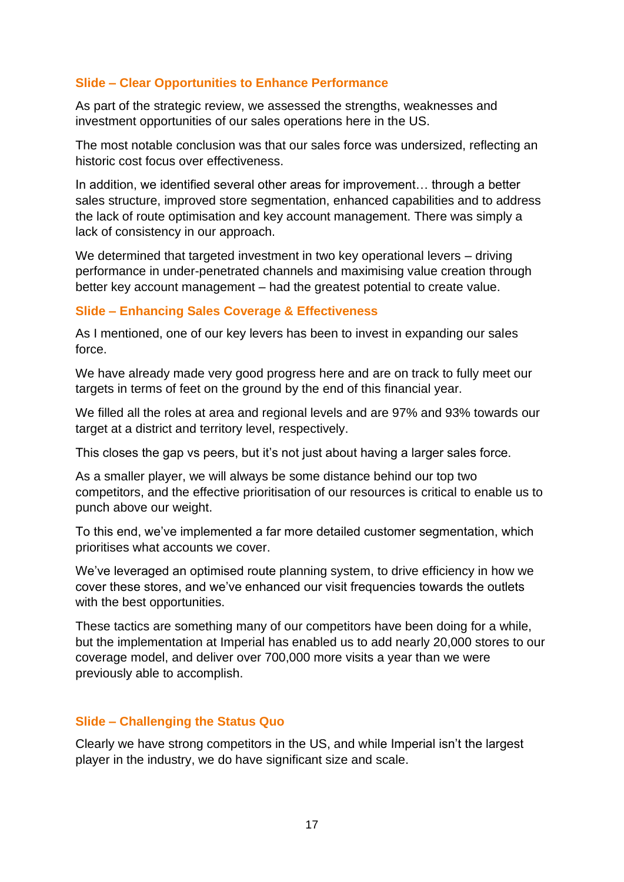### Slide – Clear Opportunities to Enhance Performance

As part of the strategic review, we assessed the strengths, weaknesses and investment opportunities of our sales operations here in the US.

The most notable conclusion was that our sales force was undersized, reflecting an historic cost focus over effectiveness.

In addition, we identified several other areas for improvement… through a better sales structure, improved store segmentation, enhanced capabilities and to address the lack of route optimisation and key account management. There was simply a lack of consistency in our approach.

We determined that targeted investment in two key operational levers – driving performance in under-penetrated channels and maximising value creation through better key account management – had the greatest potential to create value.

### Slide – Enhancing Sales Coverage & Effectiveness

As I mentioned, one of our key levers has been to invest in expanding our sales force.

We have already made very good progress here and are on track to fully meet our targets in terms of feet on the ground by the end of this financial year.

We filled all the roles at area and regional levels and are 97% and 93% towards our target at a district and territory level, respectively.

This closes the gap vs peers, but it's not just about having a larger sales force.

As a smaller player, we will always be some distance behind our top two competitors, and the effective prioritisation of our resources is critical to enable us to punch above our weight.

To this end, we've implemented a far more detailed customer segmentation, which prioritises what accounts we cover.

We've leveraged an optimised route planning system, to drive efficiency in how we cover these stores, and we've enhanced our visit frequencies towards the outlets with the best opportunities.

These tactics are something many of our competitors have been doing for a while, but the implementation at Imperial has enabled us to add nearly 20,000 stores to our coverage model, and deliver over 700,000 more visits a year than we were previously able to accomplish.

### Slide – Challenging the Status Quo

Clearly we have strong competitors in the US, and while Imperial isn't the largest player in the industry, we do have significant size and scale.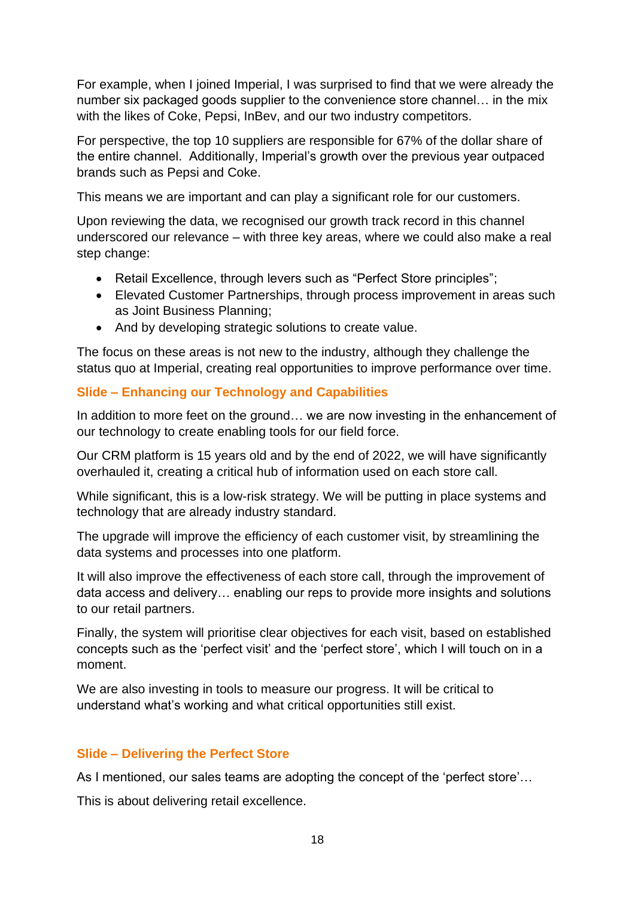For example, when I joined Imperial, I was surprised to find that we were already the number six packaged goods supplier to the convenience store channel… in the mix with the likes of Coke, Pepsi, InBev, and our two industry competitors.

For perspective, the top 10 suppliers are responsible for 67% of the dollar share of the entire channel. Additionally, Imperial's growth over the previous year outpaced brands such as Pepsi and Coke.

This means we are important and can play a significant role for our customers.

Upon reviewing the data, we recognised our growth track record in this channel underscored our relevance – with three key areas, where we could also make a real step change:

- Retail Excellence, through levers such as "Perfect Store principles";
- Elevated Customer Partnerships, through process improvement in areas such as Joint Business Planning;
- And by developing strategic solutions to create value.

The focus on these areas is not new to the industry, although they challenge the status quo at Imperial, creating real opportunities to improve performance over time.

### Slide – Enhancing our Technology and Capabilities

In addition to more feet on the ground… we are now investing in the enhancement of our technology to create enabling tools for our field force.

Our CRM platform is 15 years old and by the end of 2022, we will have significantly overhauled it, creating a critical hub of information used on each store call.

While significant, this is a low-risk strategy. We will be putting in place systems and technology that are already industry standard.

The upgrade will improve the efficiency of each customer visit, by streamlining the data systems and processes into one platform.

It will also improve the effectiveness of each store call, through the improvement of data access and delivery… enabling our reps to provide more insights and solutions to our retail partners.

Finally, the system will prioritise clear objectives for each visit, based on established concepts such as the 'perfect visit' and the 'perfect store', which I will touch on in a moment.

We are also investing in tools to measure our progress. It will be critical to understand what's working and what critical opportunities still exist.

### Slide – Delivering the Perfect Store

As I mentioned, our sales teams are adopting the concept of the 'perfect store'…

This is about delivering retail excellence.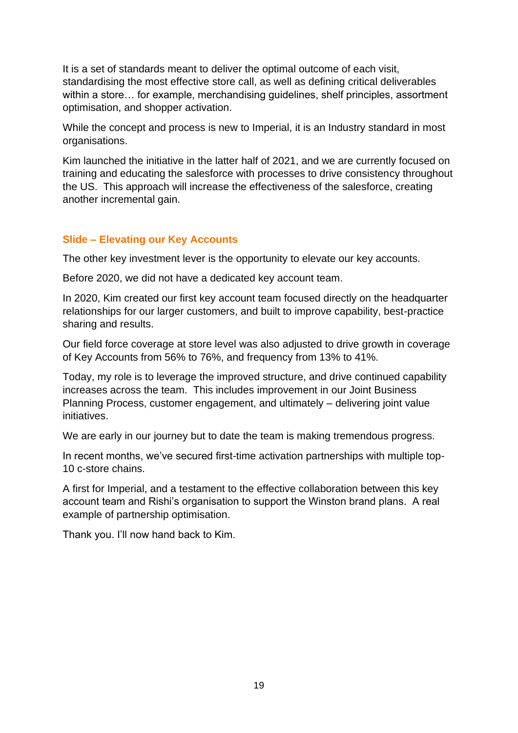It is a set of standards meant to deliver the optimal outcome of each visit, standardising the most effective store call, as well as defining critical deliverables within a store… for example, merchandising guidelines, shelf principles, assortment optimisation, and shopper activation.

While the concept and process is new to Imperial, it is an Industry standard in most organisations.

Kim launched the initiative in the latter half of 2021, and we are currently focused on training and educating the salesforce with processes to drive consistency throughout the US. This approach will increase the effectiveness of the salesforce, creating another incremental gain.

### Slide – Elevating our Key Accounts

The other key investment lever is the opportunity to elevate our key accounts.

Before 2020, we did not have a dedicated key account team.

In 2020, Kim created our first key account team focused directly on the headquarter relationships for our larger customers, and built to improve capability, best-practice sharing and results.

Our field force coverage at store level was also adjusted to drive growth in coverage of Key Accounts from 56% to 76%, and frequency from 13% to 41%.

Today, my role is to leverage the improved structure, and drive continued capability increases across the team. This includes improvement in our Joint Business Planning Process, customer engagement, and ultimately – delivering joint value initiatives.

We are early in our journey but to date the team is making tremendous progress.

In recent months, we've secured first-time activation partnerships with multiple top-10 c-store chains.

A first for Imperial, and a testament to the effective collaboration between this key account team and Rishi's organisation to support the Winston brand plans. A real example of partnership optimisation.

Thank you. I'll now hand back to Kim.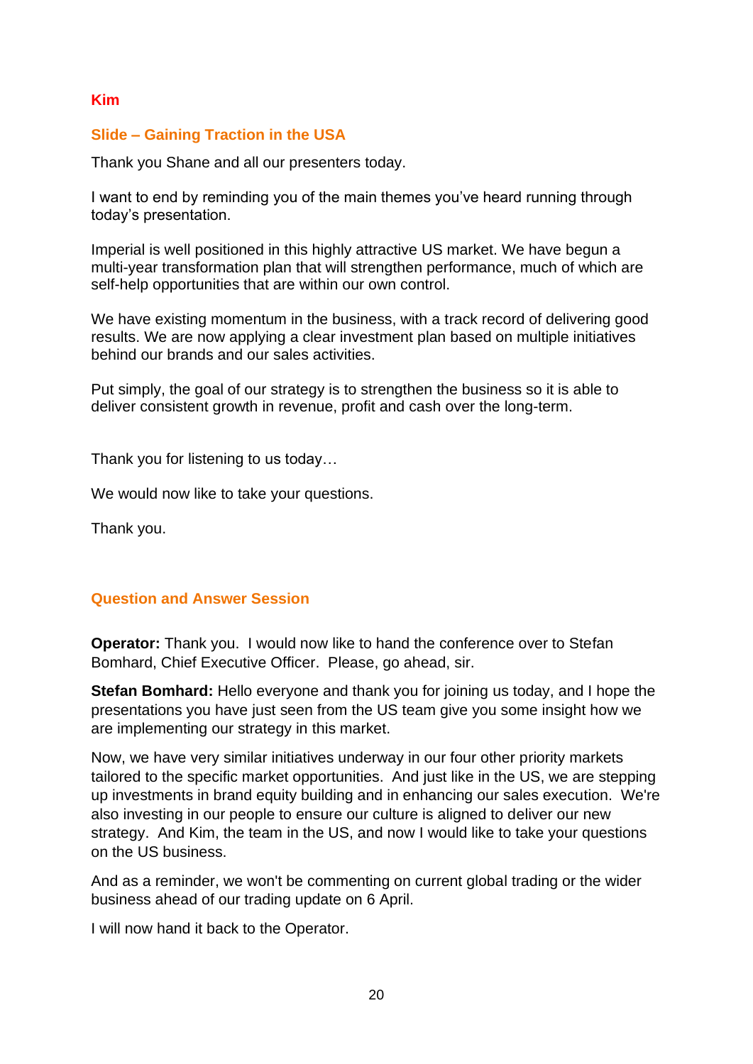**Kim**

### Slide – Gaining Traction in the USA

Thank you Shane and all our presenters today.

I want to end by reminding you of the main themes you've heard running through today's presentation.

Imperial is well positioned in this highly attractive US market. We have begun a multi-year transformation plan that will strengthen performance, much of which are self-help opportunities that are within our own control.

We have existing momentum in the business, with a track record of delivering good results. We are now applying a clear investment plan based on multiple initiatives behind our brands and our sales activities.

Put simply, the goal of our strategy is to strengthen the business so it is able to deliver consistent growth in revenue, profit and cash over the long-term.

Thank you for listening to us today…

We would now like to take your questions.

Thank you.

### Question and Answer Session

**Operator:** Thank you. I would now like to hand the conference over to Stefan Bomhard, Chief Executive Officer. Please, go ahead, sir.

**Stefan Bomhard:** Hello everyone and thank you for joining us today, and I hope the presentations you have just seen from the US team give you some insight how we are implementing our strategy in this market.

Now, we have very similar initiatives underway in our four other priority markets tailored to the specific market opportunities. And just like in the US, we are stepping up investments in brand equity building and in enhancing our sales execution. We're also investing in our people to ensure our culture is aligned to deliver our new strategy. And Kim, the team in the US, and now I would like to take your questions on the US business.

And as a reminder, we won't be commenting on current global trading or the wider business ahead of our trading update on 6 April.

I will now hand it back to the Operator.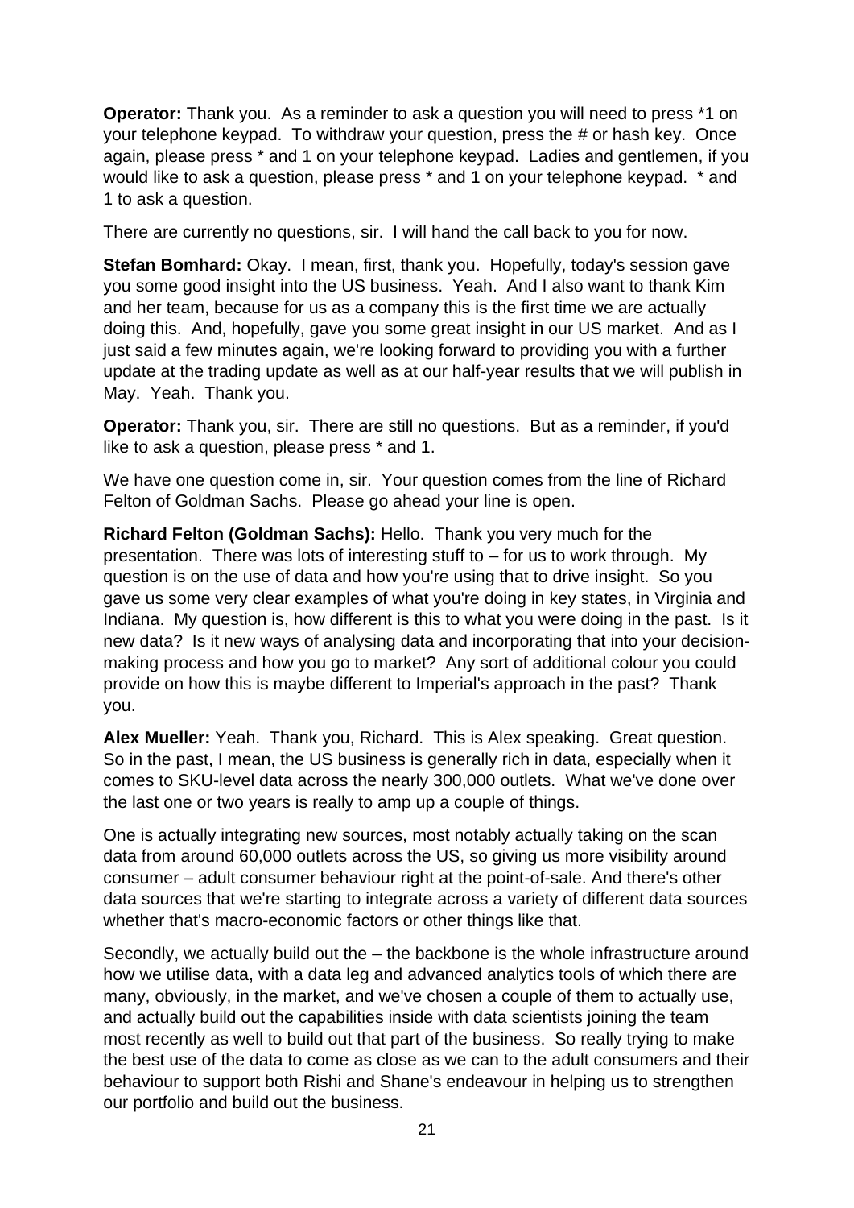**Operator:** Thank you. As a reminder to ask a question you will need to press *1 on your telephone keypad. To withdraw your question, press the # or hash key. Once again, please press * and 1 on your telephone keypad. Ladies and gentlemen, if you would like to ask a question, please press * and 1 on your telephone keypad. * and 1 to ask a question.

There are currently no questions, sir. I will hand the call back to you for now.

**Stefan Bomhard:** Okay. I mean, first, thank you. Hopefully, today's session gave you some good insight into the US business. Yeah. And I also want to thank Kim and her team, because for us as a company this is the first time we are actually doing this. And, hopefully, gave you some great insight in our US market. And as I just said a few minutes again, we're looking forward to providing you with a further update at the trading update as well as at our half-year results that we will publish in May. Yeah. Thank you.

**Operator:** Thank you, sir. There are still no questions. But as a reminder, if you'd like to ask a question, please press * and 1.

We have one question come in, sir. Your question comes from the line of Richard Felton of Goldman Sachs. Please go ahead your line is open.

**Richard Felton (Goldman Sachs):** Hello. Thank you very much for the presentation. There was lots of interesting stuff to – for us to work through. My question is on the use of data and how you're using that to drive insight. So you gave us some very clear examples of what you're doing in key states, in Virginia and Indiana. My question is, how different is this to what you were doing in the past. Is it new data? Is it new ways of analysing data and incorporating that into your decision-making process and how you go to market? Any sort of additional colour you could provide on how this is maybe different to Imperial's approach in the past? Thank you.

**Alex Mueller:** Yeah. Thank you, Richard. This is Alex speaking. Great question. So in the past, I mean, the US business is generally rich in data, especially when it comes to SKU-level data across the nearly 300,000 outlets. What we've done over the last one or two years is really to amp up a couple of things.

One is actually integrating new sources, most notably actually taking on the scan data from around 60,000 outlets across the US, so giving us more visibility around consumer – adult consumer behaviour right at the point-of-sale. And there's other data sources that we're starting to integrate across a variety of different data sources whether that's macro-economic factors or other things like that.

Secondly, we actually build out the – the backbone is the whole infrastructure around how we utilise data, with a data leg and advanced analytics tools of which there are many, obviously, in the market, and we've chosen a couple of them to actually use, and actually build out the capabilities inside with data scientists joining the team most recently as well to build out that part of the business. So really trying to make the best use of the data to come as close as we can to the adult consumers and their behaviour to support both Rishi and Shane's endeavour in helping us to strengthen our portfolio and build out the business.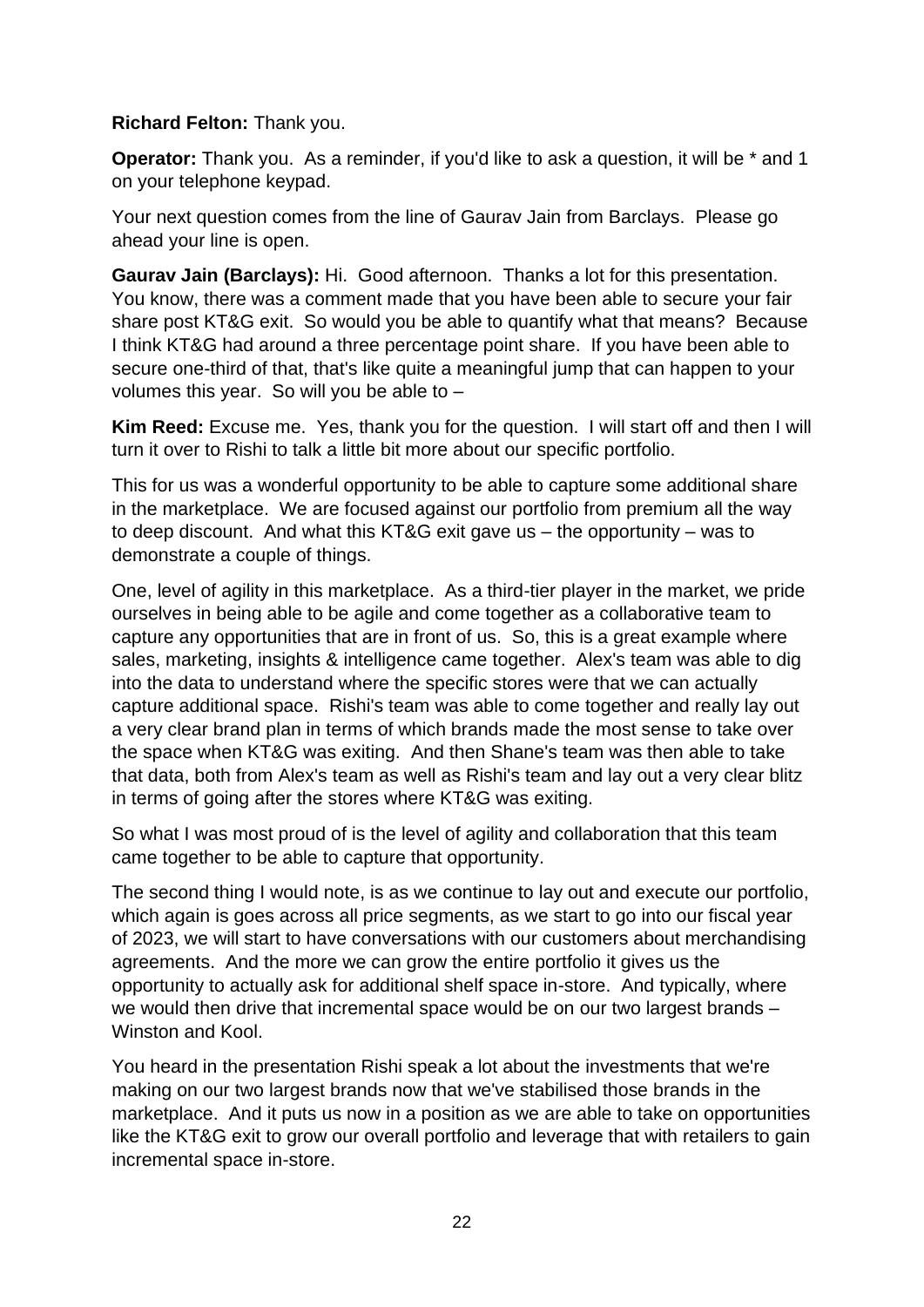**Richard Felton:** Thank you.

**Operator:** Thank you. As a reminder, if you'd like to ask a question, it will be * and 1 on your telephone keypad.

Your next question comes from the line of Gaurav Jain from Barclays. Please go ahead your line is open.

**Gaurav Jain (Barclays):** Hi. Good afternoon. Thanks a lot for this presentation. You know, there was a comment made that you have been able to secure your fair share post KT&G exit. So would you be able to quantify what that means? Because I think KT&G had around a three percentage point share. If you have been able to secure one-third of that, that's like quite a meaningful jump that can happen to your volumes this year. So will you be able to –

**Kim Reed:** Excuse me. Yes, thank you for the question. I will start off and then I will turn it over to Rishi to talk a little bit more about our specific portfolio.

This for us was a wonderful opportunity to be able to capture some additional share in the marketplace. We are focused against our portfolio from premium all the way to deep discount. And what this KT&G exit gave us – the opportunity – was to demonstrate a couple of things.

One, level of agility in this marketplace. As a third-tier player in the market, we pride ourselves in being able to be agile and come together as a collaborative team to capture any opportunities that are in front of us. So, this is a great example where sales, marketing, insights & intelligence came together. Alex's team was able to dig into the data to understand where the specific stores were that we can actually capture additional space. Rishi's team was able to come together and really lay out a very clear brand plan in terms of which brands made the most sense to take over the space when KT&G was exiting. And then Shane's team was then able to take that data, both from Alex's team as well as Rishi's team and lay out a very clear blitz in terms of going after the stores where KT&G was exiting.

So what I was most proud of is the level of agility and collaboration that this team came together to be able to capture that opportunity.

The second thing I would note, is as we continue to lay out and execute our portfolio, which again is goes across all price segments, as we start to go into our fiscal year of 2023, we will start to have conversations with our customers about merchandising agreements. And the more we can grow the entire portfolio it gives us the opportunity to actually ask for additional shelf space in-store. And typically, where we would then drive that incremental space would be on our two largest brands – Winston and Kool.

You heard in the presentation Rishi speak a lot about the investments that we're making on our two largest brands now that we've stabilised those brands in the marketplace. And it puts us now in a position as we are able to take on opportunities like the KT&G exit to grow our overall portfolio and leverage that with retailers to gain incremental space in-store.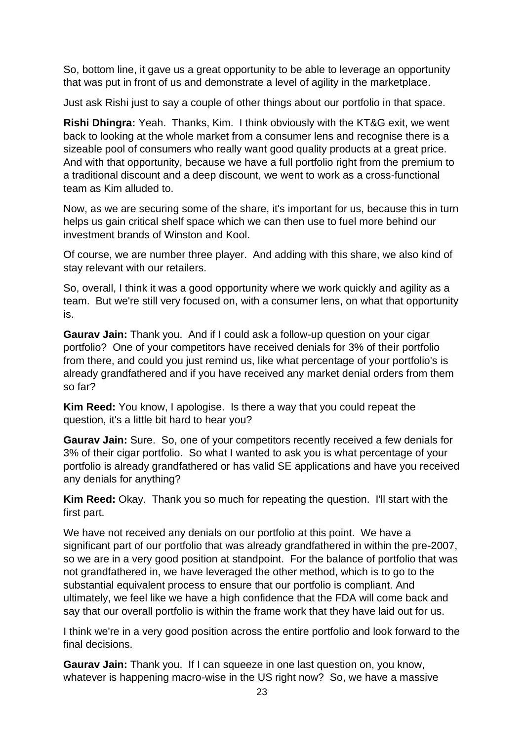So, bottom line, it gave us a great opportunity to be able to leverage an opportunity that was put in front of us and demonstrate a level of agility in the marketplace.

Just ask Rishi just to say a couple of other things about our portfolio in that space.

**Rishi Dhingra:** Yeah. Thanks, Kim. I think obviously with the KT&G exit, we went back to looking at the whole market from a consumer lens and recognise there is a sizeable pool of consumers who really want good quality products at a great price. And with that opportunity, because we have a full portfolio right from the premium to a traditional discount and a deep discount, we went to work as a cross-functional team as Kim alluded to.

Now, as we are securing some of the share, it's important for us, because this in turn helps us gain critical shelf space which we can then use to fuel more behind our investment brands of Winston and Kool.

Of course, we are number three player. And adding with this share, we also kind of stay relevant with our retailers.

So, overall, I think it was a good opportunity where we work quickly and agility as a team. But we're still very focused on, with a consumer lens, on what that opportunity is.

**Gaurav Jain:** Thank you. And if I could ask a follow-up question on your cigar portfolio? One of your competitors have received denials for 3% of their portfolio from there, and could you just remind us, like what percentage of your portfolio's is already grandfathered and if you have received any market denial orders from them so far?

**Kim Reed:** You know, I apologise. Is there a way that you could repeat the question, it's a little bit hard to hear you?

**Gaurav Jain:** Sure. So, one of your competitors recently received a few denials for 3% of their cigar portfolio. So what I wanted to ask you is what percentage of your portfolio is already grandfathered or has valid SE applications and have you received any denials for anything?

**Kim Reed:** Okay. Thank you so much for repeating the question. I'll start with the first part.

We have not received any denials on our portfolio at this point. We have a significant part of our portfolio that was already grandfathered in within the pre-2007, so we are in a very good position at standpoint. For the balance of portfolio that was not grandfathered in, we have leveraged the other method, which is to go to the substantial equivalent process to ensure that our portfolio is compliant. And ultimately, we feel like we have a high confidence that the FDA will come back and say that our overall portfolio is within the frame work that they have laid out for us.

I think we're in a very good position across the entire portfolio and look forward to the final decisions.

**Gaurav Jain:** Thank you. If I can squeeze in one last question on, you know, whatever is happening macro-wise in the US right now? So, we have a massive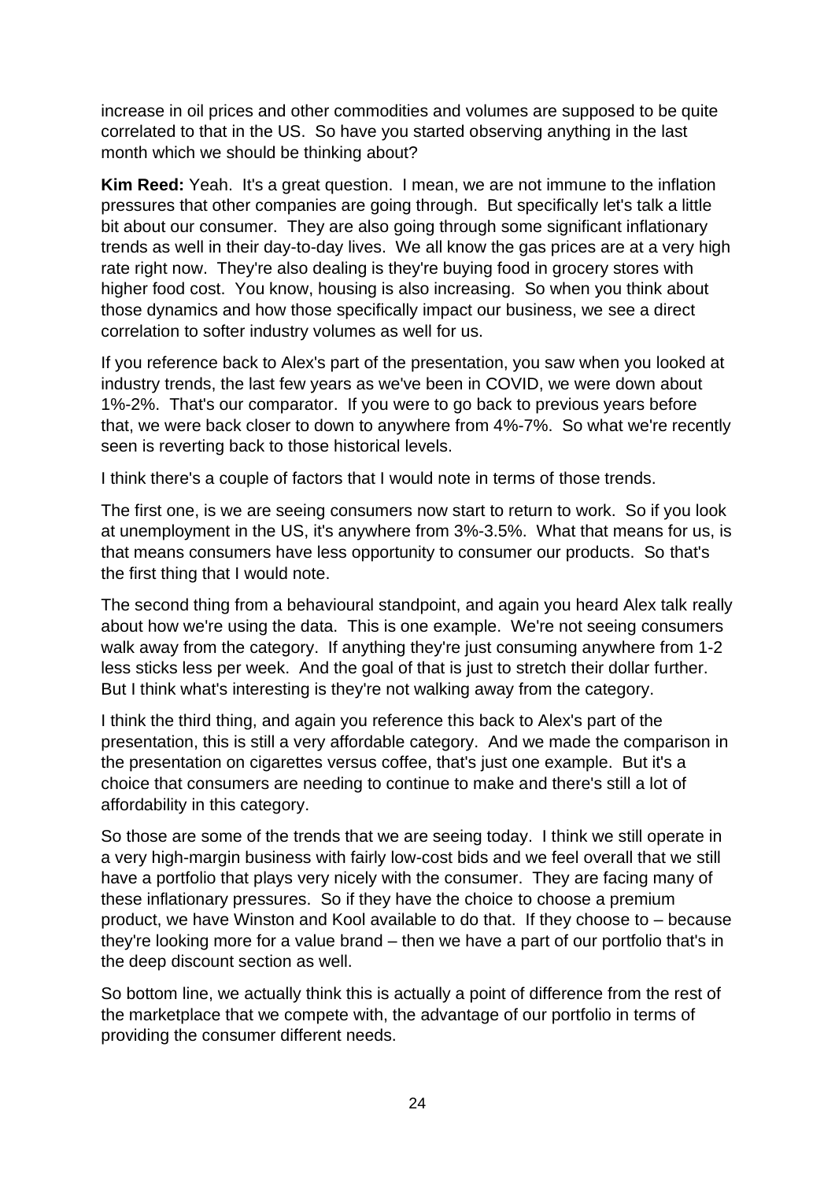increase in oil prices and other commodities and volumes are supposed to be quite correlated to that in the US. So have you started observing anything in the last month which we should be thinking about?

**Kim Reed:** Yeah. It's a great question. I mean, we are not immune to the inflation pressures that other companies are going through. But specifically let's talk a little bit about our consumer. They are also going through some significant inflationary trends as well in their day-to-day lives. We all know the gas prices are at a very high rate right now. They're also dealing is they're buying food in grocery stores with higher food cost. You know, housing is also increasing. So when you think about those dynamics and how those specifically impact our business, we see a direct correlation to softer industry volumes as well for us.

If you reference back to Alex's part of the presentation, you saw when you looked at industry trends, the last few years as we've been in COVID, we were down about 1%-2%. That's our comparator. If you were to go back to previous years before that, we were back closer to down to anywhere from 4%-7%. So what we're recently seen is reverting back to those historical levels.

I think there's a couple of factors that I would note in terms of those trends.

The first one, is we are seeing consumers now start to return to work. So if you look at unemployment in the US, it's anywhere from 3%-3.5%. What that means for us, is that means consumers have less opportunity to consumer our products. So that's the first thing that I would note.

The second thing from a behavioural standpoint, and again you heard Alex talk really about how we're using the data. This is one example. We're not seeing consumers walk away from the category. If anything they're just consuming anywhere from 1-2 less sticks less per week. And the goal of that is just to stretch their dollar further. But I think what's interesting is they're not walking away from the category.

I think the third thing, and again you reference this back to Alex's part of the presentation, this is still a very affordable category. And we made the comparison in the presentation on cigarettes versus coffee, that's just one example. But it's a choice that consumers are needing to continue to make and there's still a lot of affordability in this category.

So those are some of the trends that we are seeing today. I think we still operate in a very high-margin business with fairly low-cost bids and we feel overall that we still have a portfolio that plays very nicely with the consumer. They are facing many of these inflationary pressures. So if they have the choice to choose a premium product, we have Winston and Kool available to do that. If they choose to – because they're looking more for a value brand – then we have a part of our portfolio that's in the deep discount section as well.

So bottom line, we actually think this is actually a point of difference from the rest of the marketplace that we compete with, the advantage of our portfolio in terms of providing the consumer different needs.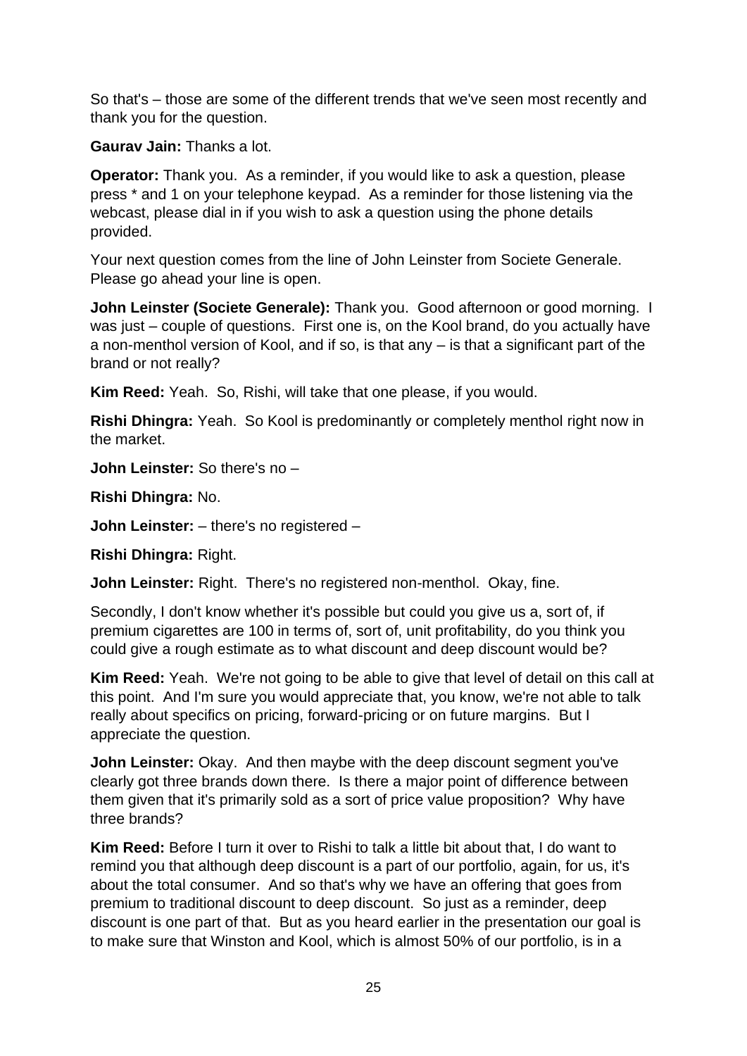So that's – those are some of the different trends that we've seen most recently and thank you for the question.

**Gaurav Jain:** Thanks a lot.

**Operator:** Thank you. As a reminder, if you would like to ask a question, please press * and 1 on your telephone keypad. As a reminder for those listening via the webcast, please dial in if you wish to ask a question using the phone details provided.

Your next question comes from the line of John Leinster from Societe Generale. Please go ahead your line is open.

**John Leinster (Societe Generale):** Thank you. Good afternoon or good morning. I was just – couple of questions. First one is, on the Kool brand, do you actually have a non-menthol version of Kool, and if so, is that any – is that a significant part of the brand or not really?

**Kim Reed:** Yeah. So, Rishi, will take that one please, if you would.

**Rishi Dhingra:** Yeah. So Kool is predominantly or completely menthol right now in the market.

**John Leinster:** So there's no –

**Rishi Dhingra:** No.

**John Leinster:** – there's no registered –

**Rishi Dhingra:** Right.

**John Leinster:** Right. There's no registered non-menthol. Okay, fine.

Secondly, I don't know whether it's possible but could you give us a, sort of, if premium cigarettes are 100 in terms of, sort of, unit profitability, do you think you could give a rough estimate as to what discount and deep discount would be?

**Kim Reed:** Yeah. We're not going to be able to give that level of detail on this call at this point. And I'm sure you would appreciate that, you know, we're not able to talk really about specifics on pricing, forward-pricing or on future margins. But I appreciate the question.

**John Leinster:** Okay. And then maybe with the deep discount segment you've clearly got three brands down there. Is there a major point of difference between them given that it's primarily sold as a sort of price value proposition? Why have three brands?

**Kim Reed:** Before I turn it over to Rishi to talk a little bit about that, I do want to remind you that although deep discount is a part of our portfolio, again, for us, it's about the total consumer. And so that's why we have an offering that goes from premium to traditional discount to deep discount. So just as a reminder, deep discount is one part of that. But as you heard earlier in the presentation our goal is to make sure that Winston and Kool, which is almost 50% of our portfolio, is in a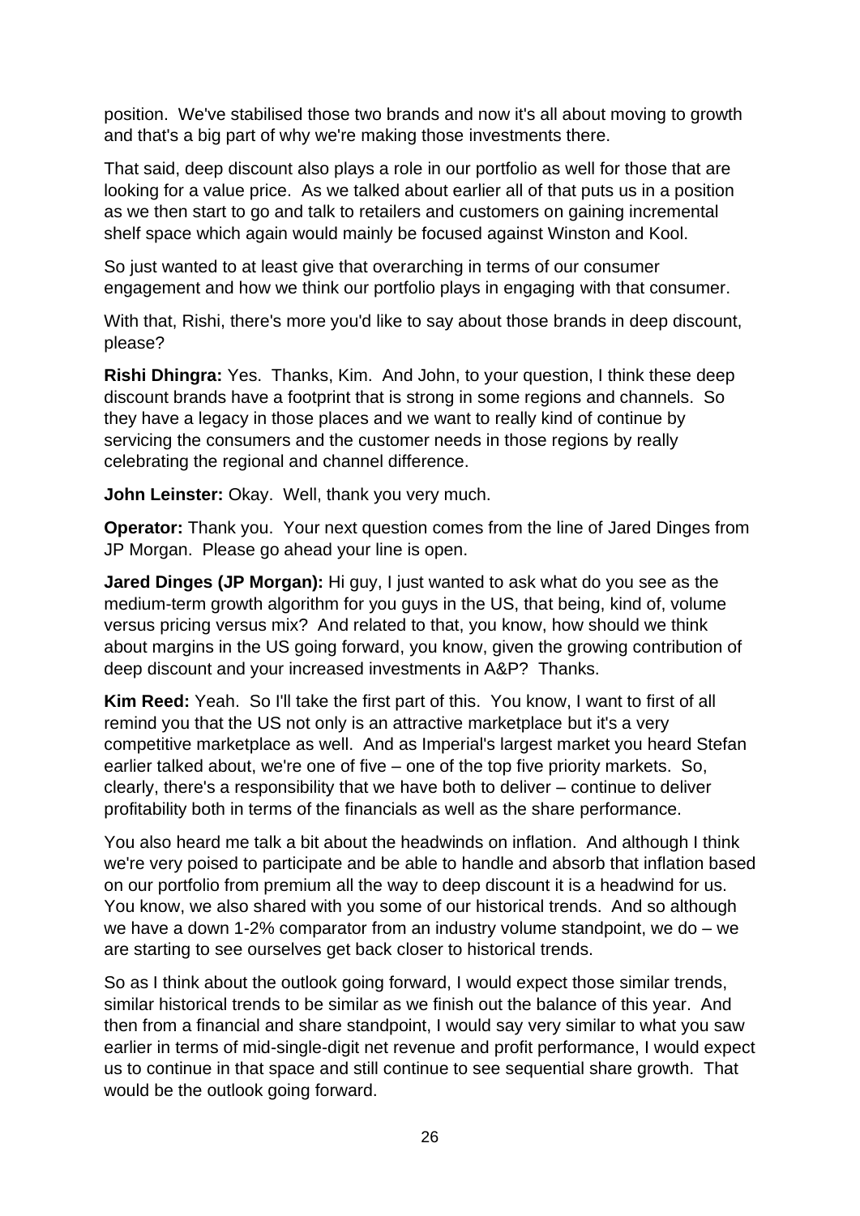position. We've stabilised those two brands and now it's all about moving to growth and that's a big part of why we're making those investments there.

That said, deep discount also plays a role in our portfolio as well for those that are looking for a value price. As we talked about earlier all of that puts us in a position as we then start to go and talk to retailers and customers on gaining incremental shelf space which again would mainly be focused against Winston and Kool.

So just wanted to at least give that overarching in terms of our consumer engagement and how we think our portfolio plays in engaging with that consumer.

With that, Rishi, there's more you'd like to say about those brands in deep discount, please?

**Rishi Dhingra:** Yes. Thanks, Kim. And John, to your question, I think these deep discount brands have a footprint that is strong in some regions and channels. So they have a legacy in those places and we want to really kind of continue by servicing the consumers and the customer needs in those regions by really celebrating the regional and channel difference.

**John Leinster:** Okay. Well, thank you very much.

**Operator:** Thank you. Your next question comes from the line of Jared Dinges from JP Morgan. Please go ahead your line is open.

**Jared Dinges (JP Morgan):** Hi guy, I just wanted to ask what do you see as the medium-term growth algorithm for you guys in the US, that being, kind of, volume versus pricing versus mix? And related to that, you know, how should we think about margins in the US going forward, you know, given the growing contribution of deep discount and your increased investments in A&P? Thanks.

**Kim Reed:** Yeah. So I'll take the first part of this. You know, I want to first of all remind you that the US not only is an attractive marketplace but it's a very competitive marketplace as well. And as Imperial's largest market you heard Stefan earlier talked about, we're one of five – one of the top five priority markets. So, clearly, there's a responsibility that we have both to deliver – continue to deliver profitability both in terms of the financials as well as the share performance.

You also heard me talk a bit about the headwinds on inflation. And although I think we're very poised to participate and be able to handle and absorb that inflation based on our portfolio from premium all the way to deep discount it is a headwind for us. You know, we also shared with you some of our historical trends. And so although we have a down 1-2% comparator from an industry volume standpoint, we do – we are starting to see ourselves get back closer to historical trends.

So as I think about the outlook going forward, I would expect those similar trends, similar historical trends to be similar as we finish out the balance of this year. And then from a financial and share standpoint, I would say very similar to what you saw earlier in terms of mid-single-digit net revenue and profit performance, I would expect us to continue in that space and still continue to see sequential share growth. That would be the outlook going forward.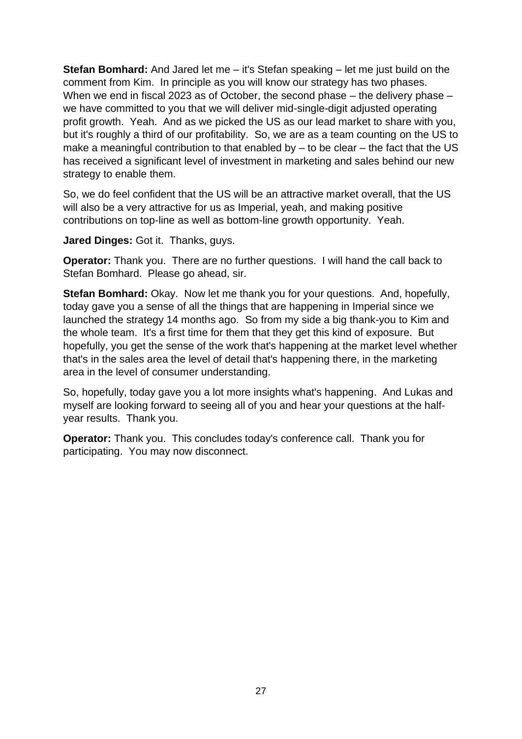**Stefan Bomhard:** And Jared let me – it's Stefan speaking – let me just build on the comment from Kim. In principle as you will know our strategy has two phases. When we end in fiscal 2023 as of October, the second phase – the delivery phase – we have committed to you that we will deliver mid-single-digit adjusted operating profit growth. Yeah. And as we picked the US as our lead market to share with you, but it's roughly a third of our profitability. So, we are as a team counting on the US to make a meaningful contribution to that enabled by – to be clear – the fact that the US has received a significant level of investment in marketing and sales behind our new strategy to enable them.

So, we do feel confident that the US will be an attractive market overall, that the US will also be a very attractive for us as Imperial, yeah, and making positive contributions on top-line as well as bottom-line growth opportunity. Yeah.

**Jared Dinges:** Got it. Thanks, guys.

**Operator:** Thank you. There are no further questions. I will hand the call back to Stefan Bomhard. Please go ahead, sir.

**Stefan Bomhard:** Okay. Now let me thank you for your questions. And, hopefully, today gave you a sense of all the things that are happening in Imperial since we launched the strategy 14 months ago. So from my side a big thank-you to Kim and the whole team. It's a first time for them that they get this kind of exposure. But hopefully, you get the sense of the work that's happening at the market level whether that's in the sales area the level of detail that's happening there, in the marketing area in the level of consumer understanding.

So, hopefully, today gave you a lot more insights what's happening. And Lukas and myself are looking forward to seeing all of you and hear your questions at the half-year results. Thank you.

**Operator:** Thank you. This concludes today's conference call. Thank you for participating. You may now disconnect.